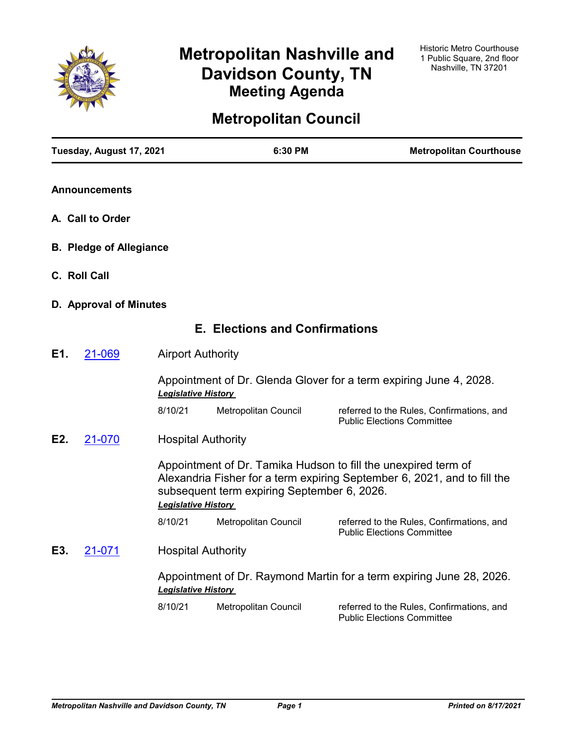# Metropolitan Nashville and Davidson County, TN
## Meeting Agenda

Historic Metro Courthouse
1 Public Square, 2nd floor
Nashville, TN 37201

# Metropolitan Council

**Tuesday, August 17, 2021** | **6:30 PM** | **Metropolitan Courthouse**

**Announcements**

**A. Call to Order**

**B. Pledge of Allegiance**

**C. Roll Call**

**D. Approval of Minutes**

## E. Elections and Confirmations

**E1.** 21-069 Airport Authority

Appointment of Dr. Glenda Glover for a term expiring June 4, 2028.

***Legislative History***

| | | |
|---|---|---|
| 8/10/21 | Metropolitan Council | referred to the Rules, Confirmations, and Public Elections Committee |

**E2.** 21-070 Hospital Authority

Appointment of Dr. Tamika Hudson to fill the unexpired term of Alexandria Fisher for a term expiring September 6, 2021, and to fill the subsequent term expiring September 6, 2026.

***Legislative History***

| | | |
|---|---|---|
| 8/10/21 | Metropolitan Council | referred to the Rules, Confirmations, and Public Elections Committee |

**E3.** 21-071 Hospital Authority

Appointment of Dr. Raymond Martin for a term expiring June 28, 2026.

***Legislative History***

| | | |
|---|---|---|
| 8/10/21 | Metropolitan Council | referred to the Rules, Confirmations, and Public Elections Committee |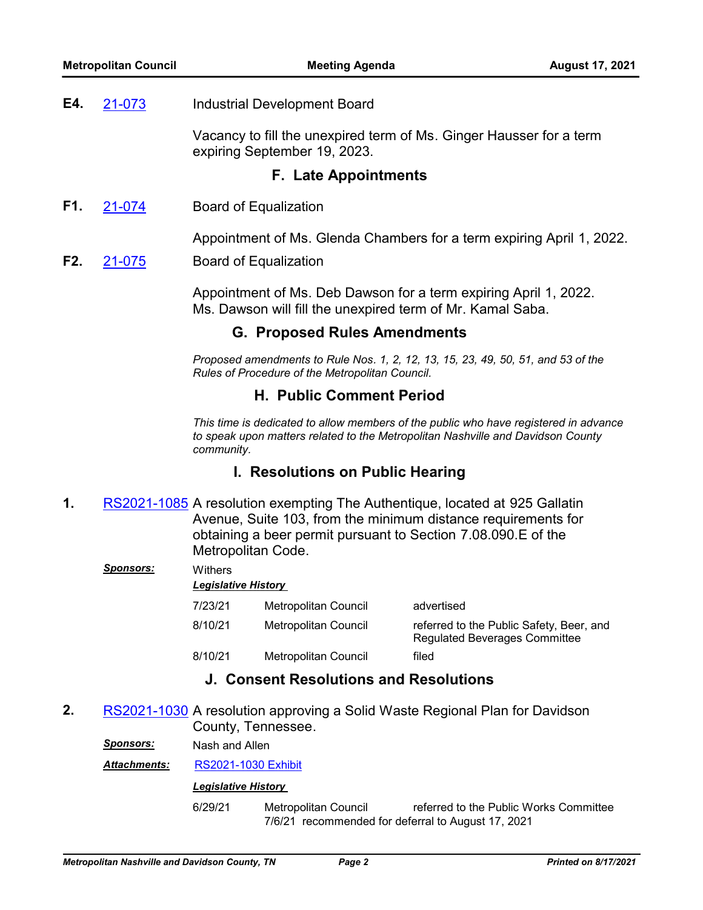**E4.** 21-073 Industrial Development Board

Vacancy to fill the unexpired term of Ms. Ginger Hausser for a term expiring September 19, 2023.

## F. Late Appointments

**F1.** 21-074 Board of Equalization

Appointment of Ms. Glenda Chambers for a term expiring April 1, 2022.

**F2.** 21-075 Board of Equalization

Appointment of Ms. Deb Dawson for a term expiring April 1, 2022. Ms. Dawson will fill the unexpired term of Mr. Kamal Saba.

## G. Proposed Rules Amendments

*Proposed amendments to Rule Nos. 1, 2, 12, 13, 15, 23, 49, 50, 51, and 53 of the Rules of Procedure of the Metropolitan Council.*

## H. Public Comment Period

*This time is dedicated to allow members of the public who have registered in advance to speak upon matters related to the Metropolitan Nashville and Davidson County community.*

## I. Resolutions on Public Hearing

**1.** RS2021-1085 A resolution exempting The Authentique, located at 925 Gallatin Avenue, Suite 103, from the minimum distance requirements for obtaining a beer permit pursuant to Section 7.08.090.E of the Metropolitan Code.

***Sponsors:*** Withers

***Legislative History***

| Date | Body | Action |
|---|---|---|
| 7/23/21 | Metropolitan Council | advertised |
| 8/10/21 | Metropolitan Council | referred to the Public Safety, Beer, and Regulated Beverages Committee |
| 8/10/21 | Metropolitan Council | filed |

## J. Consent Resolutions and Resolutions

**2.** RS2021-1030 A resolution approving a Solid Waste Regional Plan for Davidson County, Tennessee.

***Sponsors:*** Nash and Allen

***Attachments:*** RS2021-1030 Exhibit

***Legislative History***

| Date | Body | Action |
|---|---|---|
| 6/29/21 | Metropolitan Council | referred to the Public Works Committee |

7/6/21 recommended for deferral to August 17, 2021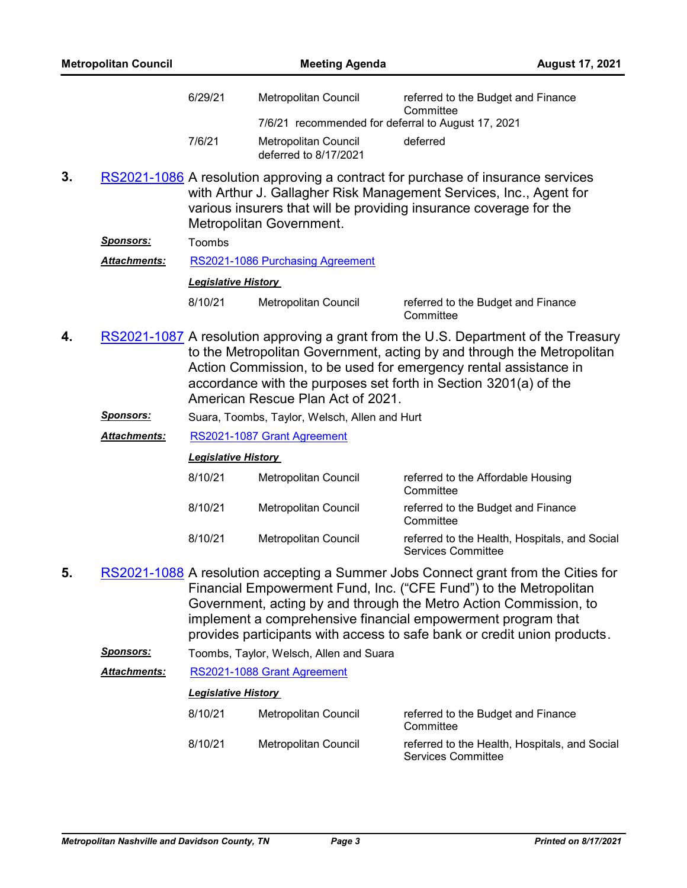| | | |
|---|---|---|
| 6/29/21 | Metropolitan Council | referred to the Budget and Finance Committee |
| | 7/6/21 recommended for deferral to August 17, 2021 | |
| 7/6/21 | Metropolitan Council deferred to 8/17/2021 | deferred |

**3.** RS2021-1086 A resolution approving a contract for purchase of insurance services with Arthur J. Gallagher Risk Management Services, Inc., Agent for various insurers that will be providing insurance coverage for the Metropolitan Government.

***Sponsors:*** Toombs

***Attachments:*** RS2021-1086 Purchasing Agreement

***Legislative History***

| | | |
|---|---|---|
| 8/10/21 | Metropolitan Council | referred to the Budget and Finance Committee |

**4.** RS2021-1087 A resolution approving a grant from the U.S. Department of the Treasury to the Metropolitan Government, acting by and through the Metropolitan Action Commission, to be used for emergency rental assistance in accordance with the purposes set forth in Section 3201(a) of the American Rescue Plan Act of 2021.

***Sponsors:*** Suara, Toombs, Taylor, Welsch, Allen and Hurt

***Attachments:*** RS2021-1087 Grant Agreement

***Legislative History***

| | | |
|---|---|---|
| 8/10/21 | Metropolitan Council | referred to the Affordable Housing Committee |
| 8/10/21 | Metropolitan Council | referred to the Budget and Finance Committee |
| 8/10/21 | Metropolitan Council | referred to the Health, Hospitals, and Social Services Committee |

**5.** RS2021-1088 A resolution accepting a Summer Jobs Connect grant from the Cities for Financial Empowerment Fund, Inc. ("CFE Fund") to the Metropolitan Government, acting by and through the Metro Action Commission, to implement a comprehensive financial empowerment program that provides participants with access to safe bank or credit union products.

***Sponsors:*** Toombs, Taylor, Welsch, Allen and Suara

***Attachments:*** RS2021-1088 Grant Agreement

***Legislative History***

| | | |
|---|---|---|
| 8/10/21 | Metropolitan Council | referred to the Budget and Finance Committee |
| 8/10/21 | Metropolitan Council | referred to the Health, Hospitals, and Social Services Committee |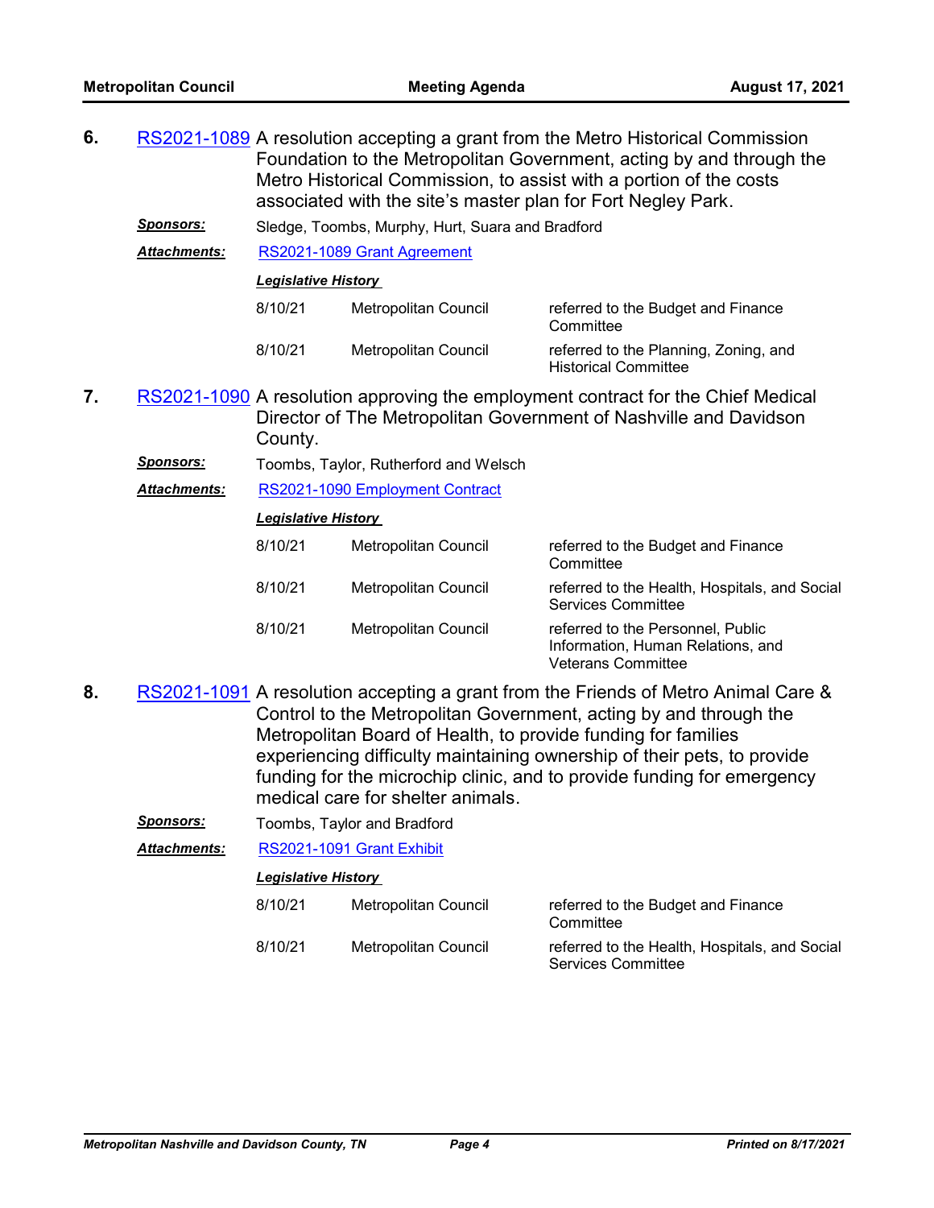**6.** RS2021-1089 A resolution accepting a grant from the Metro Historical Commission Foundation to the Metropolitan Government, acting by and through the Metro Historical Commission, to assist with a portion of the costs associated with the site's master plan for Fort Negley Park.

***Sponsors:*** Sledge, Toombs, Murphy, Hurt, Suara and Bradford

***Attachments:*** RS2021-1089 Grant Agreement

***Legislative History***

| | | |
|---|---|---|
| 8/10/21 | Metropolitan Council | referred to the Budget and Finance Committee |
| 8/10/21 | Metropolitan Council | referred to the Planning, Zoning, and Historical Committee |

**7.** RS2021-1090 A resolution approving the employment contract for the Chief Medical Director of The Metropolitan Government of Nashville and Davidson County.

***Sponsors:*** Toombs, Taylor, Rutherford and Welsch

***Attachments:*** RS2021-1090 Employment Contract

***Legislative History***

| | | |
|---|---|---|
| 8/10/21 | Metropolitan Council | referred to the Budget and Finance Committee |
| 8/10/21 | Metropolitan Council | referred to the Health, Hospitals, and Social Services Committee |
| 8/10/21 | Metropolitan Council | referred to the Personnel, Public Information, Human Relations, and Veterans Committee |

**8.** RS2021-1091 A resolution accepting a grant from the Friends of Metro Animal Care & Control to the Metropolitan Government, acting by and through the Metropolitan Board of Health, to provide funding for families experiencing difficulty maintaining ownership of their pets, to provide funding for the microchip clinic, and to provide funding for emergency medical care for shelter animals.

***Sponsors:*** Toombs, Taylor and Bradford

***Attachments:*** RS2021-1091 Grant Exhibit

***Legislative History***

| | | |
|---|---|---|
| 8/10/21 | Metropolitan Council | referred to the Budget and Finance Committee |
| 8/10/21 | Metropolitan Council | referred to the Health, Hospitals, and Social Services Committee |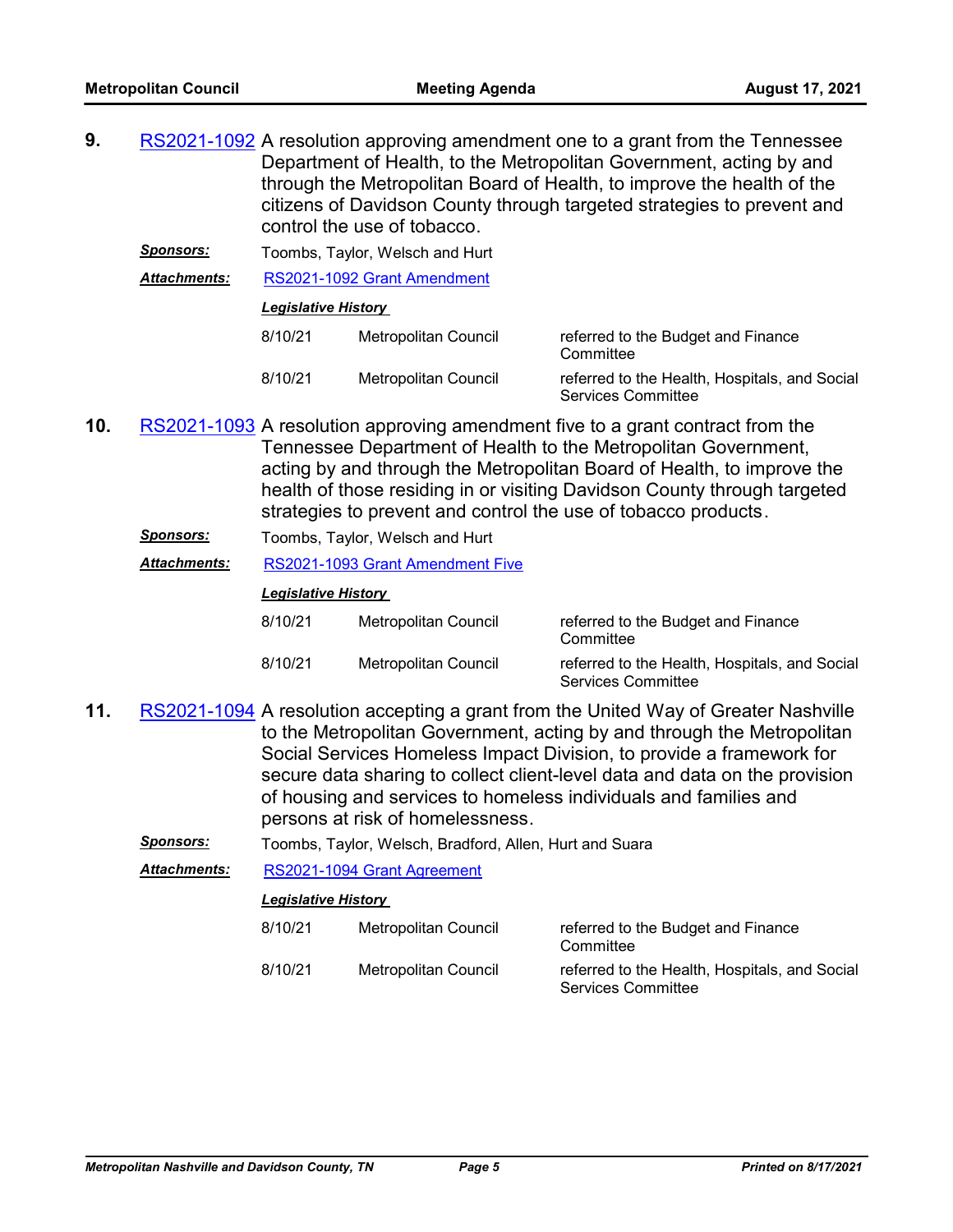**9.** RS2021-1092 A resolution approving amendment one to a grant from the Tennessee Department of Health, to the Metropolitan Government, acting by and through the Metropolitan Board of Health, to improve the health of the citizens of Davidson County through targeted strategies to prevent and control the use of tobacco.

***Sponsors:*** Toombs, Taylor, Welsch and Hurt

***Attachments:*** RS2021-1092 Grant Amendment

***Legislative History***

| | | |
|---|---|---|
| 8/10/21 | Metropolitan Council | referred to the Budget and Finance Committee |
| 8/10/21 | Metropolitan Council | referred to the Health, Hospitals, and Social Services Committee |

**10.** RS2021-1093 A resolution approving amendment five to a grant contract from the Tennessee Department of Health to the Metropolitan Government, acting by and through the Metropolitan Board of Health, to improve the health of those residing in or visiting Davidson County through targeted strategies to prevent and control the use of tobacco products.

***Sponsors:*** Toombs, Taylor, Welsch and Hurt

***Attachments:*** RS2021-1093 Grant Amendment Five

***Legislative History***

| | | |
|---|---|---|
| 8/10/21 | Metropolitan Council | referred to the Budget and Finance Committee |
| 8/10/21 | Metropolitan Council | referred to the Health, Hospitals, and Social Services Committee |

**11.** RS2021-1094 A resolution accepting a grant from the United Way of Greater Nashville to the Metropolitan Government, acting by and through the Metropolitan Social Services Homeless Impact Division, to provide a framework for secure data sharing to collect client-level data and data on the provision of housing and services to homeless individuals and families and persons at risk of homelessness.

***Sponsors:*** Toombs, Taylor, Welsch, Bradford, Allen, Hurt and Suara

***Attachments:*** RS2021-1094 Grant Agreement

***Legislative History***

| | | |
|---|---|---|
| 8/10/21 | Metropolitan Council | referred to the Budget and Finance Committee |
| 8/10/21 | Metropolitan Council | referred to the Health, Hospitals, and Social Services Committee |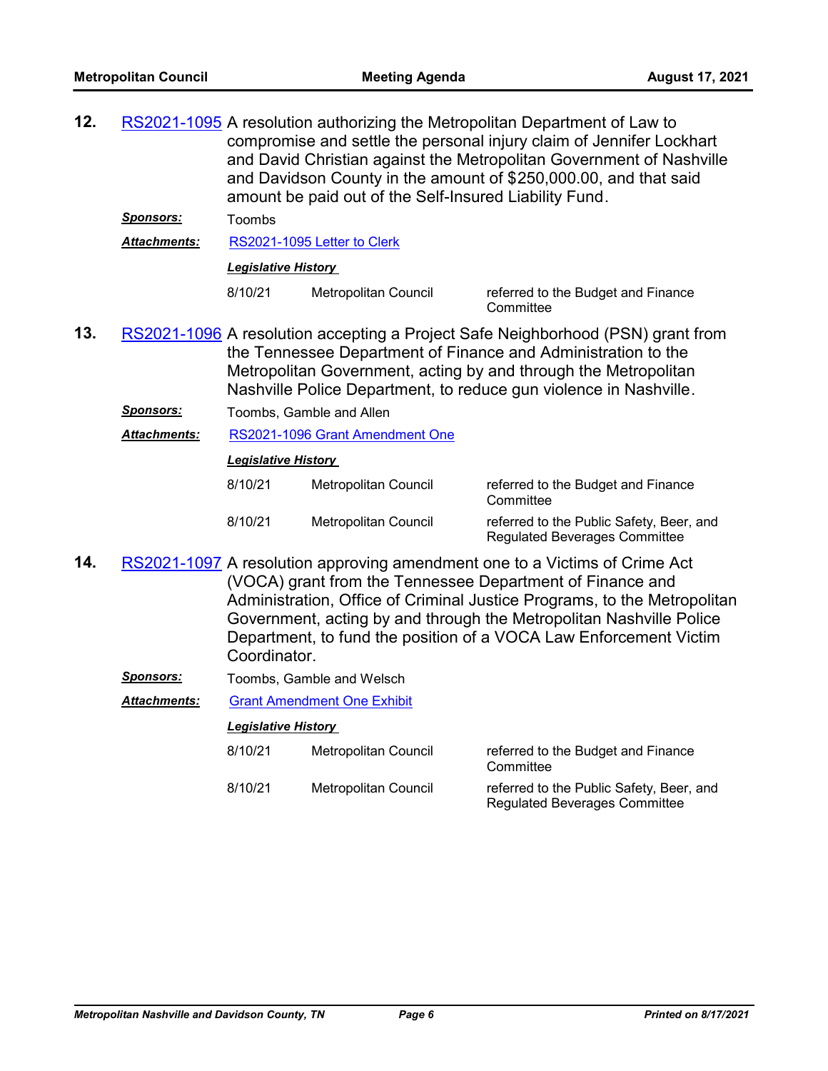**12.** RS2021-1095 A resolution authorizing the Metropolitan Department of Law to compromise and settle the personal injury claim of Jennifer Lockhart and David Christian against the Metropolitan Government of Nashville and Davidson County in the amount of $250,000.00, and that said amount be paid out of the Self-Insured Liability Fund.

***Sponsors:*** Toombs

***Attachments:*** RS2021-1095 Letter to Clerk

***Legislative History***

| | | |
|---|---|---|
| 8/10/21 | Metropolitan Council | referred to the Budget and Finance Committee |

**13.** RS2021-1096 A resolution accepting a Project Safe Neighborhood (PSN) grant from the Tennessee Department of Finance and Administration to the Metropolitan Government, acting by and through the Metropolitan Nashville Police Department, to reduce gun violence in Nashville.

***Sponsors:*** Toombs, Gamble and Allen

***Attachments:*** RS2021-1096 Grant Amendment One

***Legislative History***

| | | |
|---|---|---|
| 8/10/21 | Metropolitan Council | referred to the Budget and Finance Committee |
| 8/10/21 | Metropolitan Council | referred to the Public Safety, Beer, and Regulated Beverages Committee |

**14.** RS2021-1097 A resolution approving amendment one to a Victims of Crime Act (VOCA) grant from the Tennessee Department of Finance and Administration, Office of Criminal Justice Programs, to the Metropolitan Government, acting by and through the Metropolitan Nashville Police Department, to fund the position of a VOCA Law Enforcement Victim Coordinator.

***Sponsors:*** Toombs, Gamble and Welsch

***Attachments:*** Grant Amendment One Exhibit

***Legislative History***

| | | |
|---|---|---|
| 8/10/21 | Metropolitan Council | referred to the Budget and Finance Committee |
| 8/10/21 | Metropolitan Council | referred to the Public Safety, Beer, and Regulated Beverages Committee |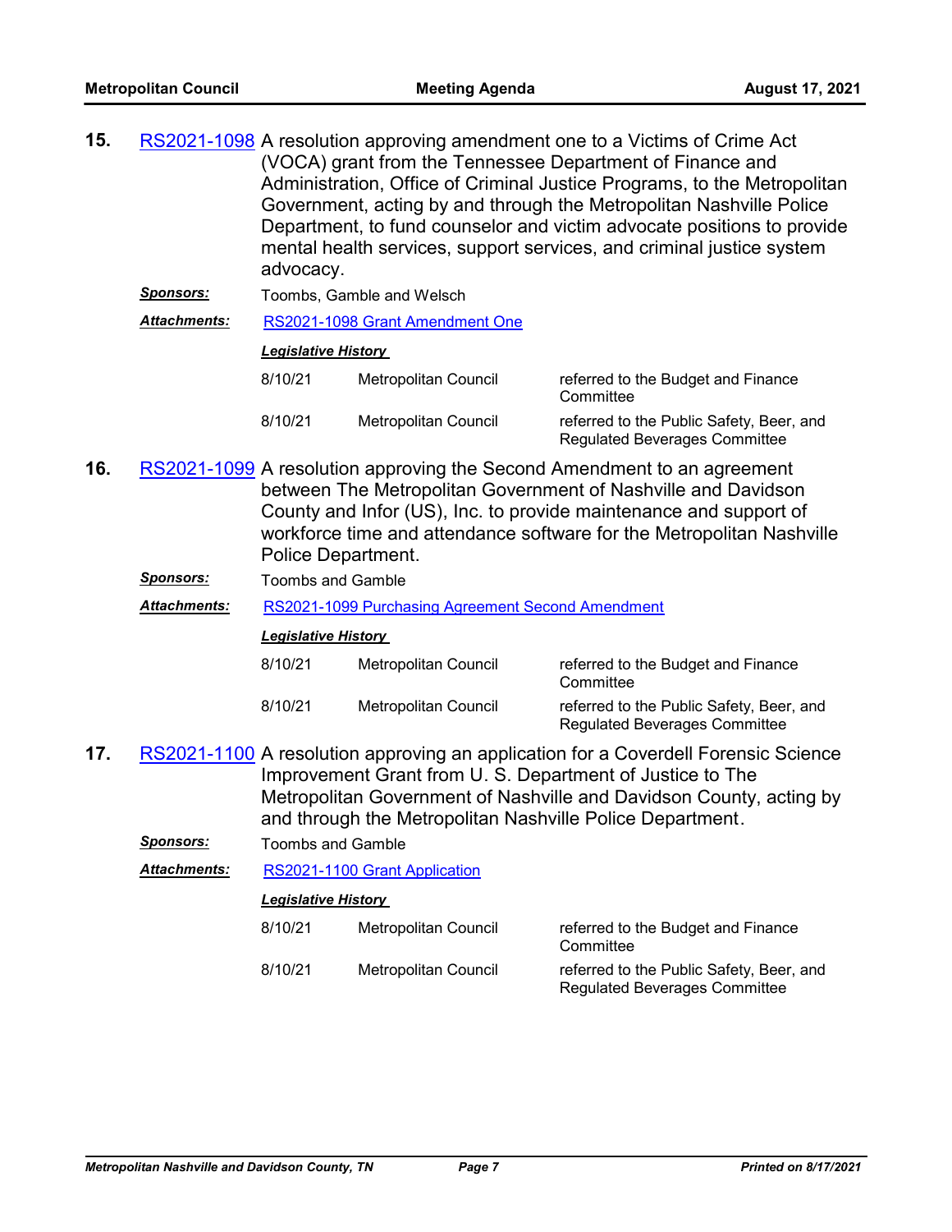**15.** RS2021-1098 A resolution approving amendment one to a Victims of Crime Act (VOCA) grant from the Tennessee Department of Finance and Administration, Office of Criminal Justice Programs, to the Metropolitan Government, acting by and through the Metropolitan Nashville Police Department, to fund counselor and victim advocate positions to provide mental health services, support services, and criminal justice system advocacy.

***Sponsors:*** Toombs, Gamble and Welsch

***Attachments:*** RS2021-1098 Grant Amendment One

***Legislative History***

| | | |
|---|---|---|
| 8/10/21 | Metropolitan Council | referred to the Budget and Finance Committee |
| 8/10/21 | Metropolitan Council | referred to the Public Safety, Beer, and Regulated Beverages Committee |

**16.** RS2021-1099 A resolution approving the Second Amendment to an agreement between The Metropolitan Government of Nashville and Davidson County and Infor (US), Inc. to provide maintenance and support of workforce time and attendance software for the Metropolitan Nashville Police Department.

***Sponsors:*** Toombs and Gamble

***Attachments:*** RS2021-1099 Purchasing Agreement Second Amendment

***Legislative History***

| | | |
|---|---|---|
| 8/10/21 | Metropolitan Council | referred to the Budget and Finance Committee |
| 8/10/21 | Metropolitan Council | referred to the Public Safety, Beer, and Regulated Beverages Committee |

**17.** RS2021-1100 A resolution approving an application for a Coverdell Forensic Science Improvement Grant from U. S. Department of Justice to The Metropolitan Government of Nashville and Davidson County, acting by and through the Metropolitan Nashville Police Department.

***Sponsors:*** Toombs and Gamble

***Attachments:*** RS2021-1100 Grant Application

***Legislative History***

| | | |
|---|---|---|
| 8/10/21 | Metropolitan Council | referred to the Budget and Finance Committee |
| 8/10/21 | Metropolitan Council | referred to the Public Safety, Beer, and Regulated Beverages Committee |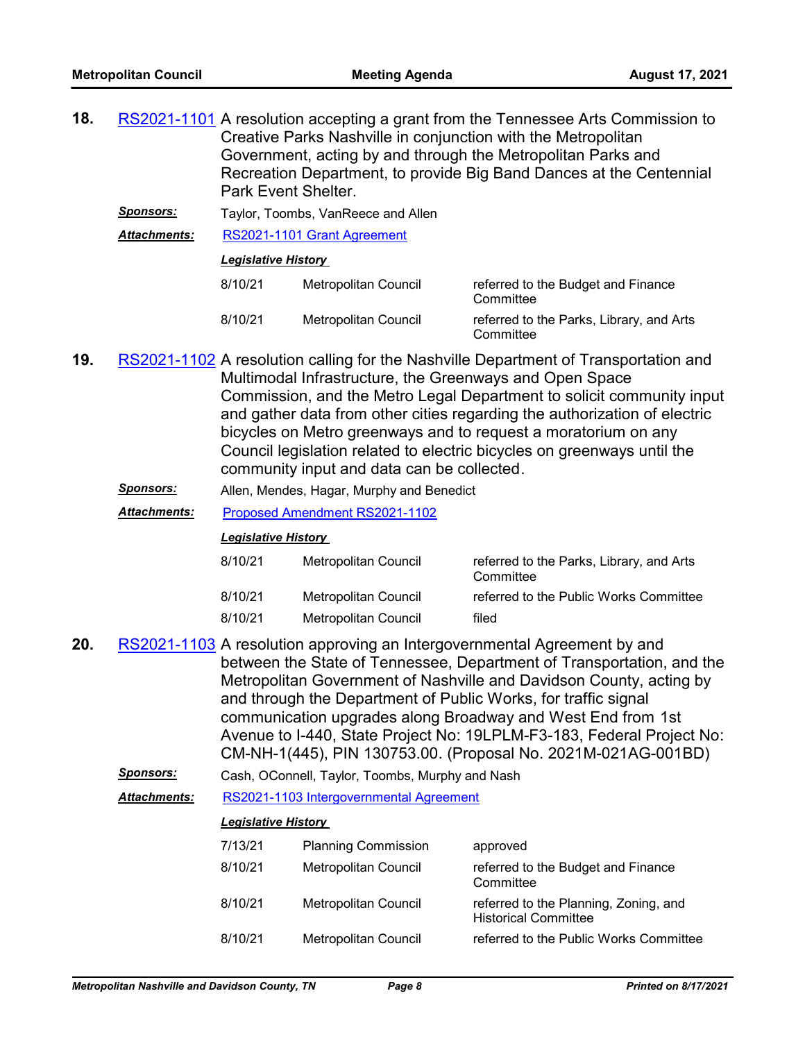**18.** RS2021-1101 A resolution accepting a grant from the Tennessee Arts Commission to Creative Parks Nashville in conjunction with the Metropolitan Government, acting by and through the Metropolitan Parks and Recreation Department, to provide Big Band Dances at the Centennial Park Event Shelter.

***Sponsors:*** Taylor, Toombs, VanReece and Allen

***Attachments:*** RS2021-1101 Grant Agreement

***Legislative History***

| | | |
|---|---|---|
| 8/10/21 | Metropolitan Council | referred to the Budget and Finance Committee |
| 8/10/21 | Metropolitan Council | referred to the Parks, Library, and Arts Committee |

**19.** RS2021-1102 A resolution calling for the Nashville Department of Transportation and Multimodal Infrastructure, the Greenways and Open Space Commission, and the Metro Legal Department to solicit community input and gather data from other cities regarding the authorization of electric bicycles on Metro greenways and to request a moratorium on any Council legislation related to electric bicycles on greenways until the community input and data can be collected.

***Sponsors:*** Allen, Mendes, Hagar, Murphy and Benedict

***Attachments:*** Proposed Amendment RS2021-1102

***Legislative History***

| | | |
|---|---|---|
| 8/10/21 | Metropolitan Council | referred to the Parks, Library, and Arts Committee |
| 8/10/21 | Metropolitan Council | referred to the Public Works Committee |
| 8/10/21 | Metropolitan Council | filed |

**20.** RS2021-1103 A resolution approving an Intergovernmental Agreement by and between the State of Tennessee, Department of Transportation, and the Metropolitan Government of Nashville and Davidson County, acting by and through the Department of Public Works, for traffic signal communication upgrades along Broadway and West End from 1st Avenue to I-440, State Project No: 19LPLM-F3-183, Federal Project No: CM-NH-1(445), PIN 130753.00. (Proposal No. 2021M-021AG-001BD)

***Sponsors:*** Cash, OConnell, Taylor, Toombs, Murphy and Nash

***Attachments:*** RS2021-1103 Intergovernmental Agreement

***Legislative History***

| | | |
|---|---|---|
| 7/13/21 | Planning Commission | approved |
| 8/10/21 | Metropolitan Council | referred to the Budget and Finance Committee |
| 8/10/21 | Metropolitan Council | referred to the Planning, Zoning, and Historical Committee |
| 8/10/21 | Metropolitan Council | referred to the Public Works Committee |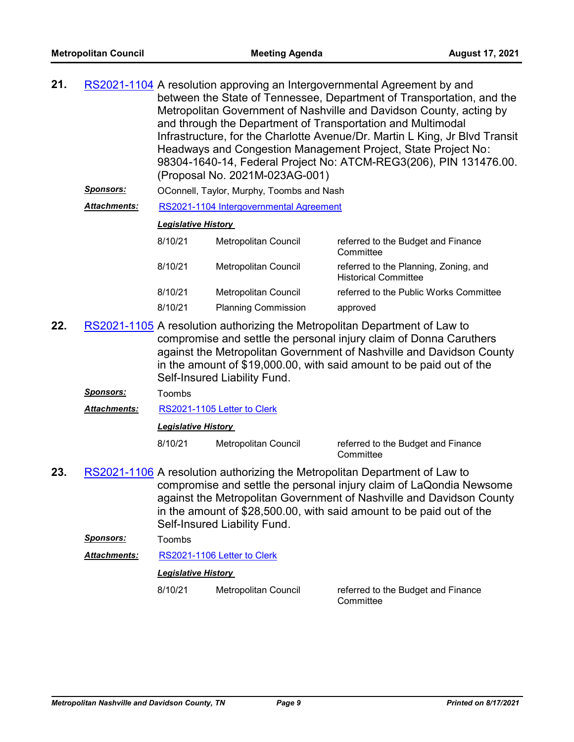**21.** RS2021-1104 A resolution approving an Intergovernmental Agreement by and between the State of Tennessee, Department of Transportation, and the Metropolitan Government of Nashville and Davidson County, acting by and through the Department of Transportation and Multimodal Infrastructure, for the Charlotte Avenue/Dr. Martin L King, Jr Blvd Transit Headways and Congestion Management Project, State Project No: 98304-1640-14, Federal Project No: ATCM-REG3(206), PIN 131476.00. (Proposal No. 2021M-023AG-001)

***Sponsors:*** OConnell, Taylor, Murphy, Toombs and Nash

***Attachments:*** RS2021-1104 Intergovernmental Agreement

***Legislative History***

| | | |
|---|---|---|
| 8/10/21 | Metropolitan Council | referred to the Budget and Finance Committee |
| 8/10/21 | Metropolitan Council | referred to the Planning, Zoning, and Historical Committee |
| 8/10/21 | Metropolitan Council | referred to the Public Works Committee |
| 8/10/21 | Planning Commission | approved |

**22.** RS2021-1105 A resolution authorizing the Metropolitan Department of Law to compromise and settle the personal injury claim of Donna Caruthers against the Metropolitan Government of Nashville and Davidson County in the amount of $19,000.00, with said amount to be paid out of the Self-Insured Liability Fund.

***Sponsors:*** Toombs

***Attachments:*** RS2021-1105 Letter to Clerk

***Legislative History***

| | | |
|---|---|---|
| 8/10/21 | Metropolitan Council | referred to the Budget and Finance Committee |

**23.** RS2021-1106 A resolution authorizing the Metropolitan Department of Law to compromise and settle the personal injury claim of LaQondia Newsome against the Metropolitan Government of Nashville and Davidson County in the amount of $28,500.00, with said amount to be paid out of the Self-Insured Liability Fund.

***Sponsors:*** Toombs

***Attachments:*** RS2021-1106 Letter to Clerk

***Legislative History***

| | | |
|---|---|---|
| 8/10/21 | Metropolitan Council | referred to the Budget and Finance Committee |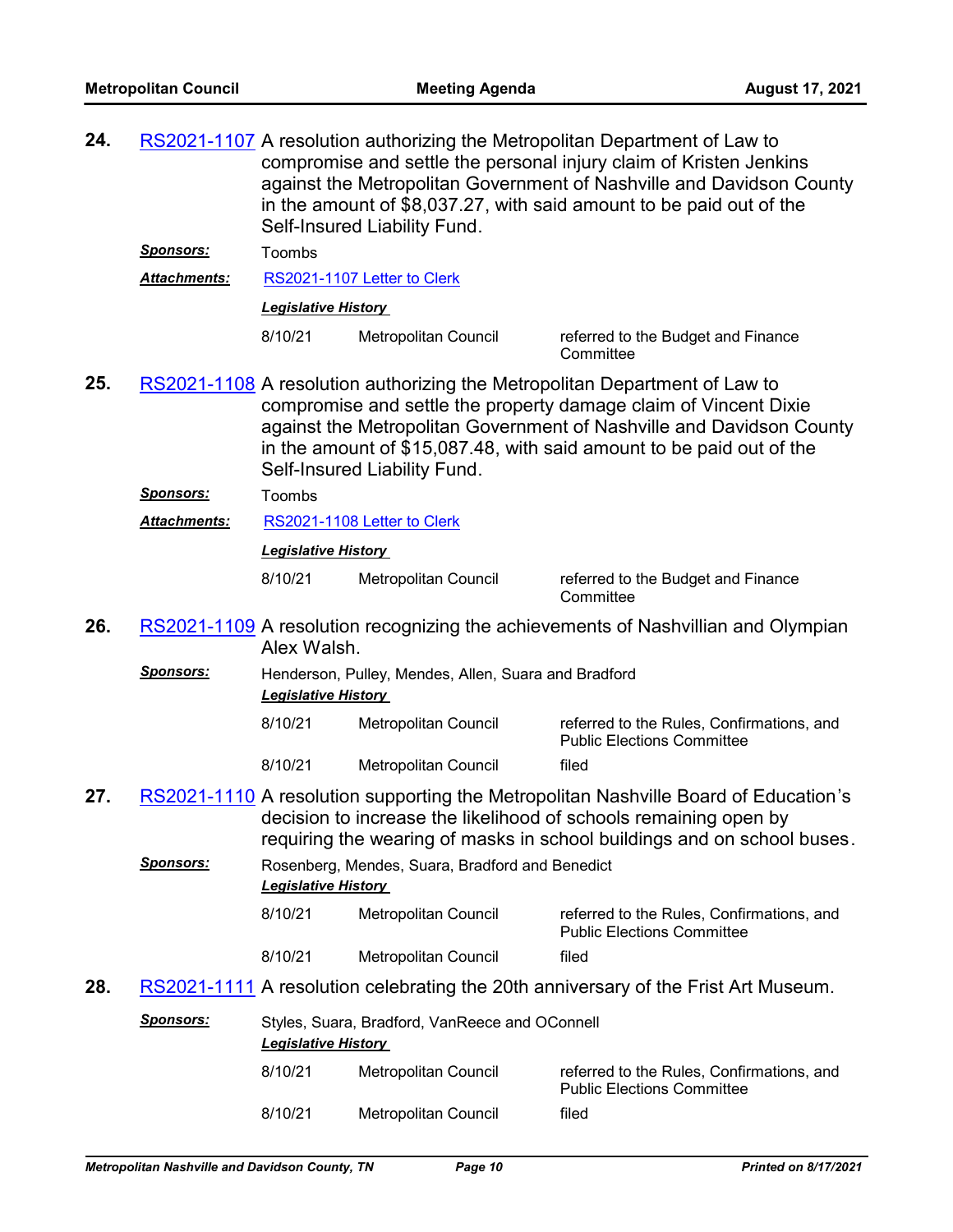**24.** RS2021-1107 A resolution authorizing the Metropolitan Department of Law to compromise and settle the personal injury claim of Kristen Jenkins against the Metropolitan Government of Nashville and Davidson County in the amount of $8,037.27, with said amount to be paid out of the Self-Insured Liability Fund.

***Sponsors:*** Toombs

***Attachments:*** RS2021-1107 Letter to Clerk

***Legislative History***

| | | |
|---|---|---|
| 8/10/21 | Metropolitan Council | referred to the Budget and Finance Committee |

**25.** RS2021-1108 A resolution authorizing the Metropolitan Department of Law to compromise and settle the property damage claim of Vincent Dixie against the Metropolitan Government of Nashville and Davidson County in the amount of $15,087.48, with said amount to be paid out of the Self-Insured Liability Fund.

***Sponsors:*** Toombs

***Attachments:*** RS2021-1108 Letter to Clerk

***Legislative History***

| | | |
|---|---|---|
| 8/10/21 | Metropolitan Council | referred to the Budget and Finance Committee |

**26.** RS2021-1109 A resolution recognizing the achievements of Nashvillian and Olympian Alex Walsh.

***Sponsors:*** Henderson, Pulley, Mendes, Allen, Suara and Bradford

***Legislative History***

| | | |
|---|---|---|
| 8/10/21 | Metropolitan Council | referred to the Rules, Confirmations, and Public Elections Committee |
| 8/10/21 | Metropolitan Council | filed |

**27.** RS2021-1110 A resolution supporting the Metropolitan Nashville Board of Education's decision to increase the likelihood of schools remaining open by requiring the wearing of masks in school buildings and on school buses.

***Sponsors:*** Rosenberg, Mendes, Suara, Bradford and Benedict

***Legislative History***

| | | |
|---|---|---|
| 8/10/21 | Metropolitan Council | referred to the Rules, Confirmations, and Public Elections Committee |
| 8/10/21 | Metropolitan Council | filed |

**28.** RS2021-1111 A resolution celebrating the 20th anniversary of the Frist Art Museum.

***Sponsors:*** Styles, Suara, Bradford, VanReece and OConnell

***Legislative History***

| | | |
|---|---|---|
| 8/10/21 | Metropolitan Council | referred to the Rules, Confirmations, and Public Elections Committee |
| 8/10/21 | Metropolitan Council | filed |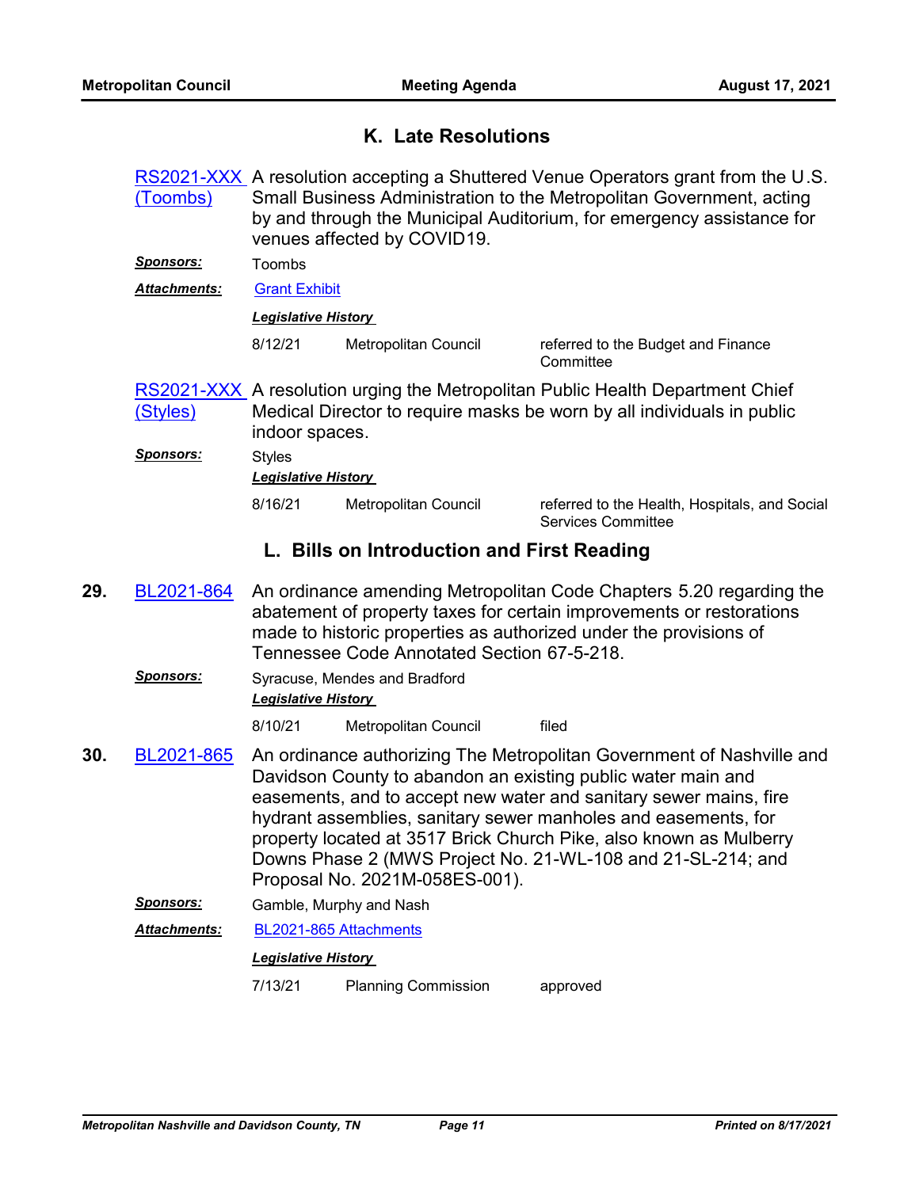## K. Late Resolutions

**RS2021-XXX (Toombs)** A resolution accepting a Shuttered Venue Operators grant from the U.S. Small Business Administration to the Metropolitan Government, acting by and through the Municipal Auditorium, for emergency assistance for venues affected by COVID19.

***Sponsors:*** Toombs

***Attachments:*** Grant Exhibit

***Legislative History***

| | | |
|---|---|---|
| 8/12/21 | Metropolitan Council | referred to the Budget and Finance Committee |

**RS2021-XXX (Styles)** A resolution urging the Metropolitan Public Health Department Chief Medical Director to require masks be worn by all individuals in public indoor spaces.

***Sponsors:*** Styles

***Legislative History***

| | | |
|---|---|---|
| 8/16/21 | Metropolitan Council | referred to the Health, Hospitals, and Social Services Committee |

## L. Bills on Introduction and First Reading

**29. BL2021-864** An ordinance amending Metropolitan Code Chapters 5.20 regarding the abatement of property taxes for certain improvements or restorations made to historic properties as authorized under the provisions of Tennessee Code Annotated Section 67-5-218.

***Sponsors:*** Syracuse, Mendes and Bradford

***Legislative History***

| | | |
|---|---|---|
| 8/10/21 | Metropolitan Council | filed |

**30. BL2021-865** An ordinance authorizing The Metropolitan Government of Nashville and Davidson County to abandon an existing public water main and easements, and to accept new water and sanitary sewer mains, fire hydrant assemblies, sanitary sewer manholes and easements, for property located at 3517 Brick Church Pike, also known as Mulberry Downs Phase 2 (MWS Project No. 21-WL-108 and 21-SL-214; and Proposal No. 2021M-058ES-001).

***Sponsors:*** Gamble, Murphy and Nash

***Attachments:*** BL2021-865 Attachments

***Legislative History***

| | | |
|---|---|---|
| 7/13/21 | Planning Commission | approved |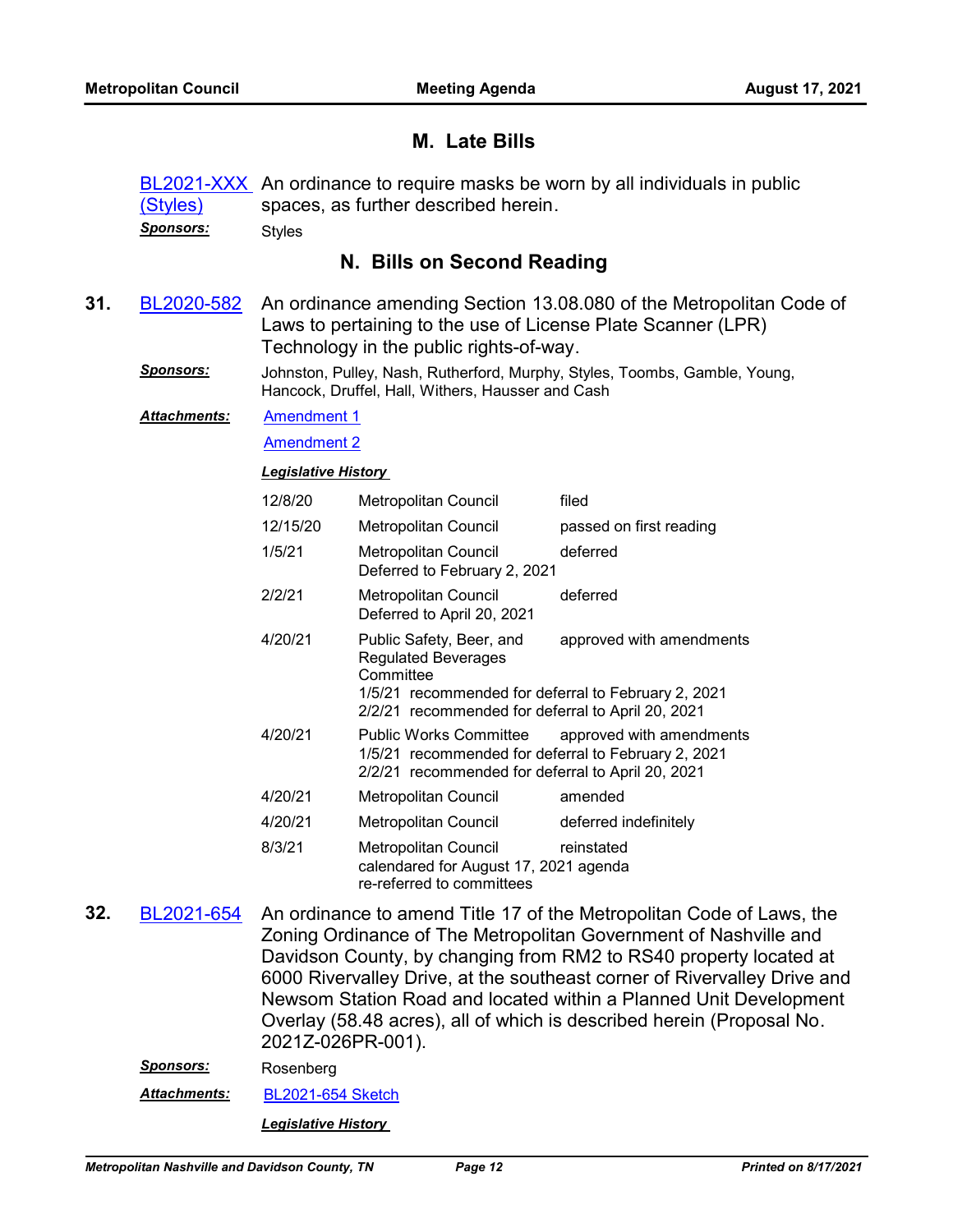## M. Late Bills

**BL2021-XXX (Styles)** An ordinance to require masks be worn by all individuals in public spaces, as further described herein.

***Sponsors:*** Styles

## N. Bills on Second Reading

**31. BL2020-582** An ordinance amending Section 13.08.080 of the Metropolitan Code of Laws to pertaining to the use of License Plate Scanner (LPR) Technology in the public rights-of-way.

***Sponsors:*** Johnston, Pulley, Nash, Rutherford, Murphy, Styles, Toombs, Gamble, Young, Hancock, Druffel, Hall, Withers, Hausser and Cash

***Attachments:*** Amendment 1

Amendment 2

***Legislative History***

| Date | Body | Action |
|---|---|---|
| 12/8/20 | Metropolitan Council | filed |
| 12/15/20 | Metropolitan Council | passed on first reading |
| 1/5/21 | Metropolitan Council<br>Deferred to February 2, 2021 | deferred |
| 2/2/21 | Metropolitan Council<br>Deferred to April 20, 2021 | deferred |
| 4/20/21 | Public Safety, Beer, and Regulated Beverages Committee<br>1/5/21 recommended for deferral to February 2, 2021<br>2/2/21 recommended for deferral to April 20, 2021 | approved with amendments |
| 4/20/21 | Public Works Committee<br>1/5/21 recommended for deferral to February 2, 2021<br>2/2/21 recommended for deferral to April 20, 2021 | approved with amendments |
| 4/20/21 | Metropolitan Council | amended |
| 4/20/21 | Metropolitan Council | deferred indefinitely |
| 8/3/21 | Metropolitan Council<br>calendared for August 17, 2021 agenda<br>re-referred to committees | reinstated |

**32. BL2021-654** An ordinance to amend Title 17 of the Metropolitan Code of Laws, the Zoning Ordinance of The Metropolitan Government of Nashville and Davidson County, by changing from RM2 to RS40 property located at 6000 Rivervalley Drive, at the southeast corner of Rivervalley Drive and Newsom Station Road and located within a Planned Unit Development Overlay (58.48 acres), all of which is described herein (Proposal No. 2021Z-026PR-001).

***Sponsors:*** Rosenberg

***Attachments:*** BL2021-654 Sketch

***Legislative History***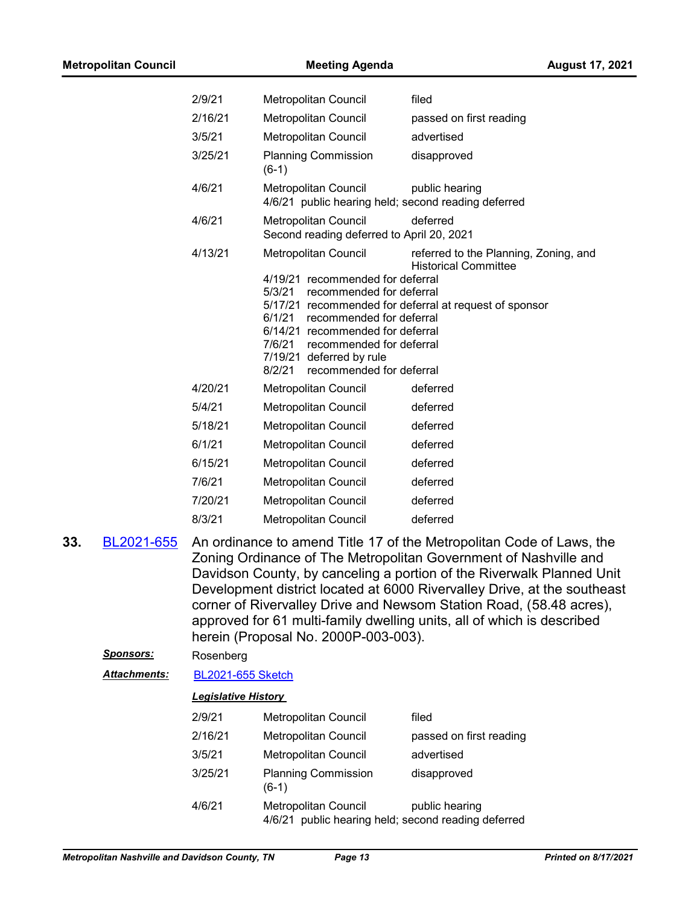| | | |
|---|---|---|
| 2/9/21 | Metropolitan Council | filed |
| 2/16/21 | Metropolitan Council | passed on first reading |
| 3/5/21 | Metropolitan Council | advertised |
| 3/25/21 | Planning Commission (6-1) | disapproved |
| 4/6/21 | Metropolitan Council<br>4/6/21 public hearing held; second reading deferred | public hearing |
| 4/6/21 | Metropolitan Council<br>Second reading deferred to April 20, 2021 | deferred |
| 4/13/21 | Metropolitan Council<br>4/19/21 recommended for deferral<br>5/3/21 recommended for deferral<br>5/17/21 recommended for deferral at request of sponsor<br>6/1/21 recommended for deferral<br>6/14/21 recommended for deferral<br>7/6/21 recommended for deferral<br>7/19/21 deferred by rule<br>8/2/21 recommended for deferral | referred to the Planning, Zoning, and Historical Committee |
| 4/20/21 | Metropolitan Council | deferred |
| 5/4/21 | Metropolitan Council | deferred |
| 5/18/21 | Metropolitan Council | deferred |
| 6/1/21 | Metropolitan Council | deferred |
| 6/15/21 | Metropolitan Council | deferred |
| 7/6/21 | Metropolitan Council | deferred |
| 7/20/21 | Metropolitan Council | deferred |
| 8/3/21 | Metropolitan Council | deferred |

**33.** BL2021-655 An ordinance to amend Title 17 of the Metropolitan Code of Laws, the Zoning Ordinance of The Metropolitan Government of Nashville and Davidson County, by canceling a portion of the Riverwalk Planned Unit Development district located at 6000 Rivervalley Drive, at the southeast corner of Rivervalley Drive and Newsom Station Road, (58.48 acres), approved for 61 multi-family dwelling units, all of which is described herein (Proposal No. 2000P-003-003).

***Sponsors:*** Rosenberg

***Attachments:*** BL2021-655 Sketch

***Legislative History***

| | | |
|---|---|---|
| 2/9/21 | Metropolitan Council | filed |
| 2/16/21 | Metropolitan Council | passed on first reading |
| 3/5/21 | Metropolitan Council | advertised |
| 3/25/21 | Planning Commission (6-1) | disapproved |
| 4/6/21 | Metropolitan Council<br>4/6/21 public hearing held; second reading deferred | public hearing |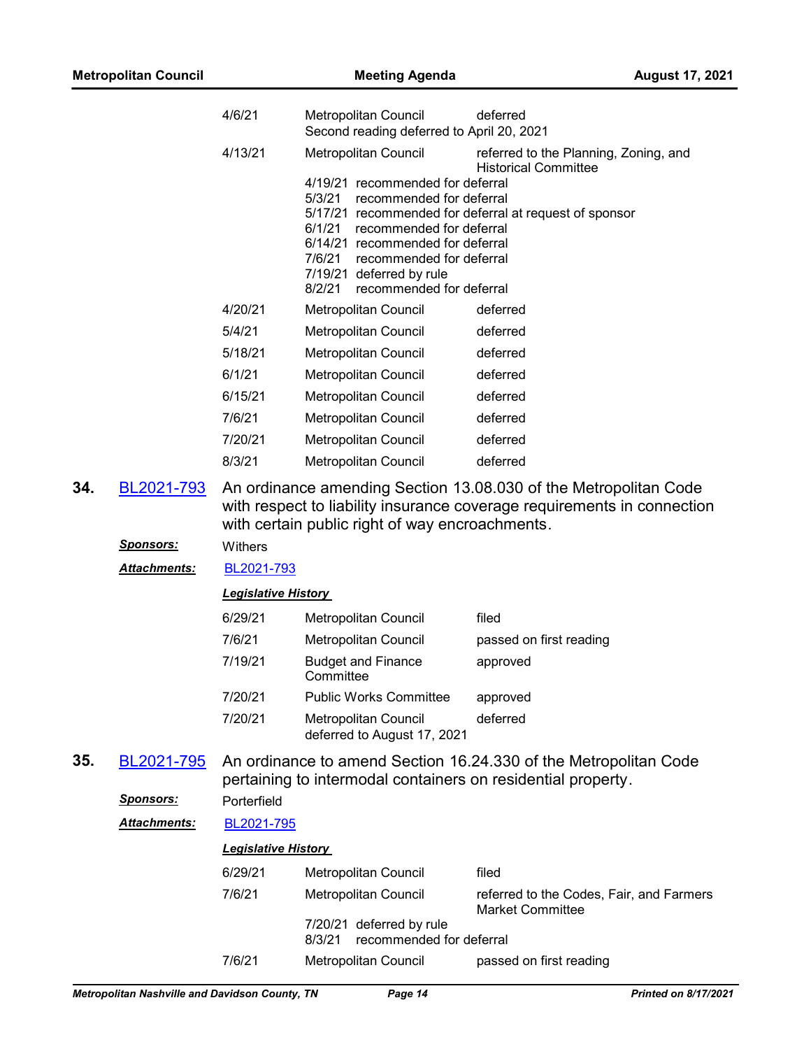| | | |
|---|---|---|
| 4/6/21 | Metropolitan Council<br>Second reading deferred to April 20, 2021 | deferred |
| 4/13/21 | Metropolitan Council<br>4/19/21 recommended for deferral<br>5/3/21 recommended for deferral<br>5/17/21 recommended for deferral at request of sponsor<br>6/1/21 recommended for deferral<br>6/14/21 recommended for deferral<br>7/6/21 recommended for deferral<br>7/19/21 deferred by rule<br>8/2/21 recommended for deferral | referred to the Planning, Zoning, and Historical Committee |
| 4/20/21 | Metropolitan Council | deferred |
| 5/4/21 | Metropolitan Council | deferred |
| 5/18/21 | Metropolitan Council | deferred |
| 6/1/21 | Metropolitan Council | deferred |
| 6/15/21 | Metropolitan Council | deferred |
| 7/6/21 | Metropolitan Council | deferred |
| 7/20/21 | Metropolitan Council | deferred |
| 8/3/21 | Metropolitan Council | deferred |

**34.** BL2021-793 An ordinance amending Section 13.08.030 of the Metropolitan Code with respect to liability insurance coverage requirements in connection with certain public right of way encroachments.

***Sponsors:*** Withers

***Attachments:*** BL2021-793

***Legislative History***

| | | |
|---|---|---|
| 6/29/21 | Metropolitan Council | filed |
| 7/6/21 | Metropolitan Council | passed on first reading |
| 7/19/21 | Budget and Finance Committee | approved |
| 7/20/21 | Public Works Committee | approved |
| 7/20/21 | Metropolitan Council<br>deferred to August 17, 2021 | deferred |

**35.** BL2021-795 An ordinance to amend Section 16.24.330 of the Metropolitan Code pertaining to intermodal containers on residential property.

***Sponsors:*** Porterfield

***Attachments:*** BL2021-795

***Legislative History***

| | | |
|---|---|---|
| 6/29/21 | Metropolitan Council | filed |
| 7/6/21 | Metropolitan Council<br>7/20/21 deferred by rule<br>8/3/21 recommended for deferral | referred to the Codes, Fair, and Farmers Market Committee |
| 7/6/21 | Metropolitan Council | passed on first reading |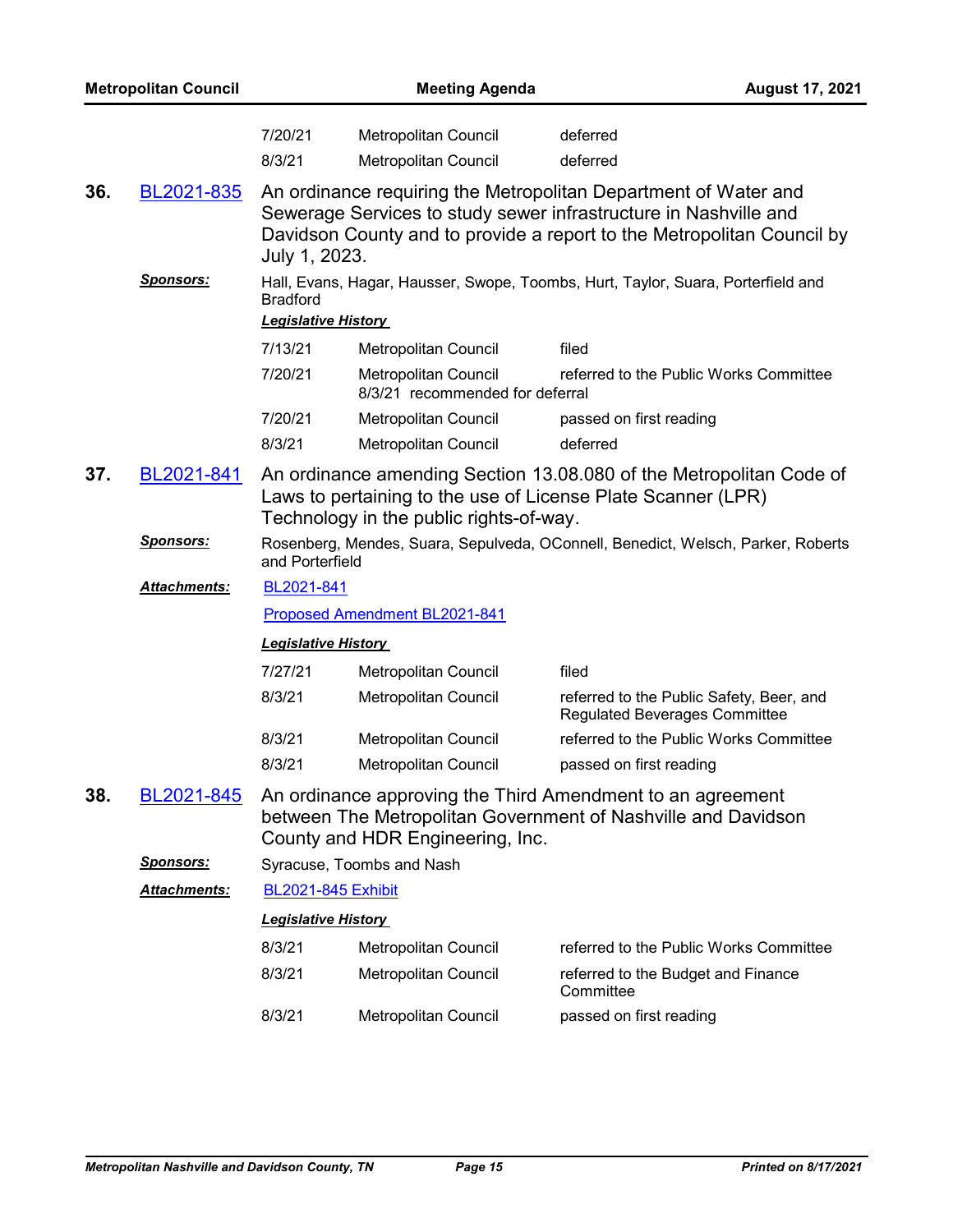| | | |
|---|---|---|
| 7/20/21 | Metropolitan Council | deferred |
| 8/3/21 | Metropolitan Council | deferred |

**36. BL2021-835** An ordinance requiring the Metropolitan Department of Water and Sewerage Services to study sewer infrastructure in Nashville and Davidson County and to provide a report to the Metropolitan Council by July 1, 2023.

***Sponsors:*** Hall, Evans, Hagar, Hausser, Swope, Toombs, Hurt, Taylor, Suara, Porterfield and Bradford

***Legislative History***

| | | |
|---|---|---|
| 7/13/21 | Metropolitan Council | filed |
| 7/20/21 | Metropolitan Council<br>8/3/21 recommended for deferral | referred to the Public Works Committee |
| 7/20/21 | Metropolitan Council | passed on first reading |
| 8/3/21 | Metropolitan Council | deferred |

**37. BL2021-841** An ordinance amending Section 13.08.080 of the Metropolitan Code of Laws to pertaining to the use of License Plate Scanner (LPR) Technology in the public rights-of-way.

***Sponsors:*** Rosenberg, Mendes, Suara, Sepulveda, OConnell, Benedict, Welsch, Parker, Roberts and Porterfield

***Attachments:*** BL2021-841

Proposed Amendment BL2021-841

***Legislative History***

| | | |
|---|---|---|
| 7/27/21 | Metropolitan Council | filed |
| 8/3/21 | Metropolitan Council | referred to the Public Safety, Beer, and Regulated Beverages Committee |
| 8/3/21 | Metropolitan Council | referred to the Public Works Committee |
| 8/3/21 | Metropolitan Council | passed on first reading |

**38. BL2021-845** An ordinance approving the Third Amendment to an agreement between The Metropolitan Government of Nashville and Davidson County and HDR Engineering, Inc.

***Sponsors:*** Syracuse, Toombs and Nash

***Attachments:*** BL2021-845 Exhibit

***Legislative History***

| | | |
|---|---|---|
| 8/3/21 | Metropolitan Council | referred to the Public Works Committee |
| 8/3/21 | Metropolitan Council | referred to the Budget and Finance Committee |
| 8/3/21 | Metropolitan Council | passed on first reading |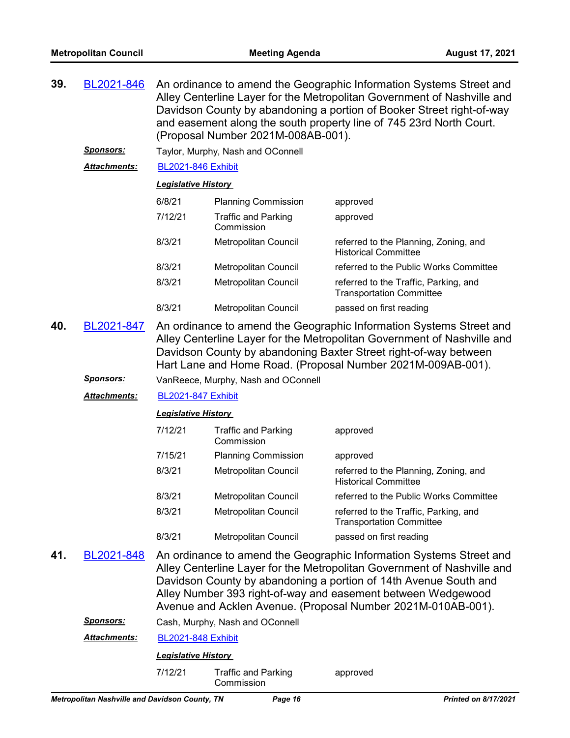**39.** BL2021-846 An ordinance to amend the Geographic Information Systems Street and Alley Centerline Layer for the Metropolitan Government of Nashville and Davidson County by abandoning a portion of Booker Street right-of-way and easement along the south property line of 745 23rd North Court. (Proposal Number 2021M-008AB-001).

***Sponsors:*** Taylor, Murphy, Nash and OConnell

***Attachments:*** BL2021-846 Exhibit

***Legislative History***

| | | |
|---|---|---|
| 6/8/21 | Planning Commission | approved |
| 7/12/21 | Traffic and Parking Commission | approved |
| 8/3/21 | Metropolitan Council | referred to the Planning, Zoning, and Historical Committee |
| 8/3/21 | Metropolitan Council | referred to the Public Works Committee |
| 8/3/21 | Metropolitan Council | referred to the Traffic, Parking, and Transportation Committee |
| 8/3/21 | Metropolitan Council | passed on first reading |

**40.** BL2021-847 An ordinance to amend the Geographic Information Systems Street and Alley Centerline Layer for the Metropolitan Government of Nashville and Davidson County by abandoning Baxter Street right-of-way between Hart Lane and Home Road. (Proposal Number 2021M-009AB-001).

***Sponsors:*** VanReece, Murphy, Nash and OConnell

***Attachments:*** BL2021-847 Exhibit

***Legislative History***

| | | |
|---|---|---|
| 7/12/21 | Traffic and Parking Commission | approved |
| 7/15/21 | Planning Commission | approved |
| 8/3/21 | Metropolitan Council | referred to the Planning, Zoning, and Historical Committee |
| 8/3/21 | Metropolitan Council | referred to the Public Works Committee |
| 8/3/21 | Metropolitan Council | referred to the Traffic, Parking, and Transportation Committee |
| 8/3/21 | Metropolitan Council | passed on first reading |

**41.** BL2021-848 An ordinance to amend the Geographic Information Systems Street and Alley Centerline Layer for the Metropolitan Government of Nashville and Davidson County by abandoning a portion of 14th Avenue South and Alley Number 393 right-of-way and easement between Wedgewood Avenue and Acklen Avenue. (Proposal Number 2021M-010AB-001).

***Sponsors:*** Cash, Murphy, Nash and OConnell

***Attachments:*** BL2021-848 Exhibit

***Legislative History***

| | | |
|---|---|---|
| 7/12/21 | Traffic and Parking Commission | approved |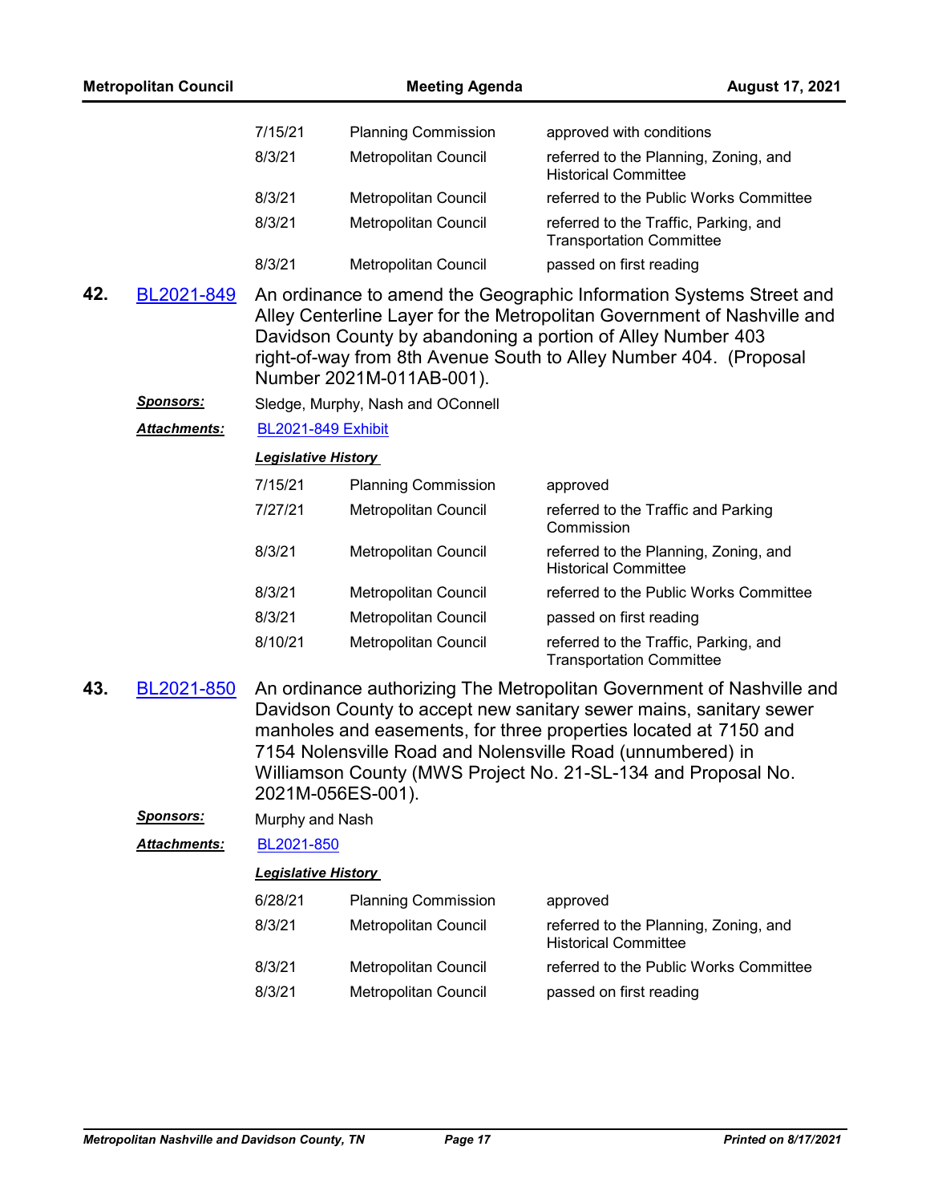| | | |
|---|---|---|
| 7/15/21 | Planning Commission | approved with conditions |
| 8/3/21 | Metropolitan Council | referred to the Planning, Zoning, and Historical Committee |
| 8/3/21 | Metropolitan Council | referred to the Public Works Committee |
| 8/3/21 | Metropolitan Council | referred to the Traffic, Parking, and Transportation Committee |
| 8/3/21 | Metropolitan Council | passed on first reading |

**42.** BL2021-849 An ordinance to amend the Geographic Information Systems Street and Alley Centerline Layer for the Metropolitan Government of Nashville and Davidson County by abandoning a portion of Alley Number 403 right-of-way from 8th Avenue South to Alley Number 404. (Proposal Number 2021M-011AB-001).

***Sponsors:*** Sledge, Murphy, Nash and OConnell

***Attachments:*** BL2021-849 Exhibit

***Legislative History***

| | | |
|---|---|---|
| 7/15/21 | Planning Commission | approved |
| 7/27/21 | Metropolitan Council | referred to the Traffic and Parking Commission |
| 8/3/21 | Metropolitan Council | referred to the Planning, Zoning, and Historical Committee |
| 8/3/21 | Metropolitan Council | referred to the Public Works Committee |
| 8/3/21 | Metropolitan Council | passed on first reading |
| 8/10/21 | Metropolitan Council | referred to the Traffic, Parking, and Transportation Committee |

**43.** BL2021-850 An ordinance authorizing The Metropolitan Government of Nashville and Davidson County to accept new sanitary sewer mains, sanitary sewer manholes and easements, for three properties located at 7150 and 7154 Nolensville Road and Nolensville Road (unnumbered) in Williamson County (MWS Project No. 21-SL-134 and Proposal No. 2021M-056ES-001).

***Sponsors:*** Murphy and Nash

***Attachments:*** BL2021-850

***Legislative History***

| | | |
|---|---|---|
| 6/28/21 | Planning Commission | approved |
| 8/3/21 | Metropolitan Council | referred to the Planning, Zoning, and Historical Committee |
| 8/3/21 | Metropolitan Council | referred to the Public Works Committee |
| 8/3/21 | Metropolitan Council | passed on first reading |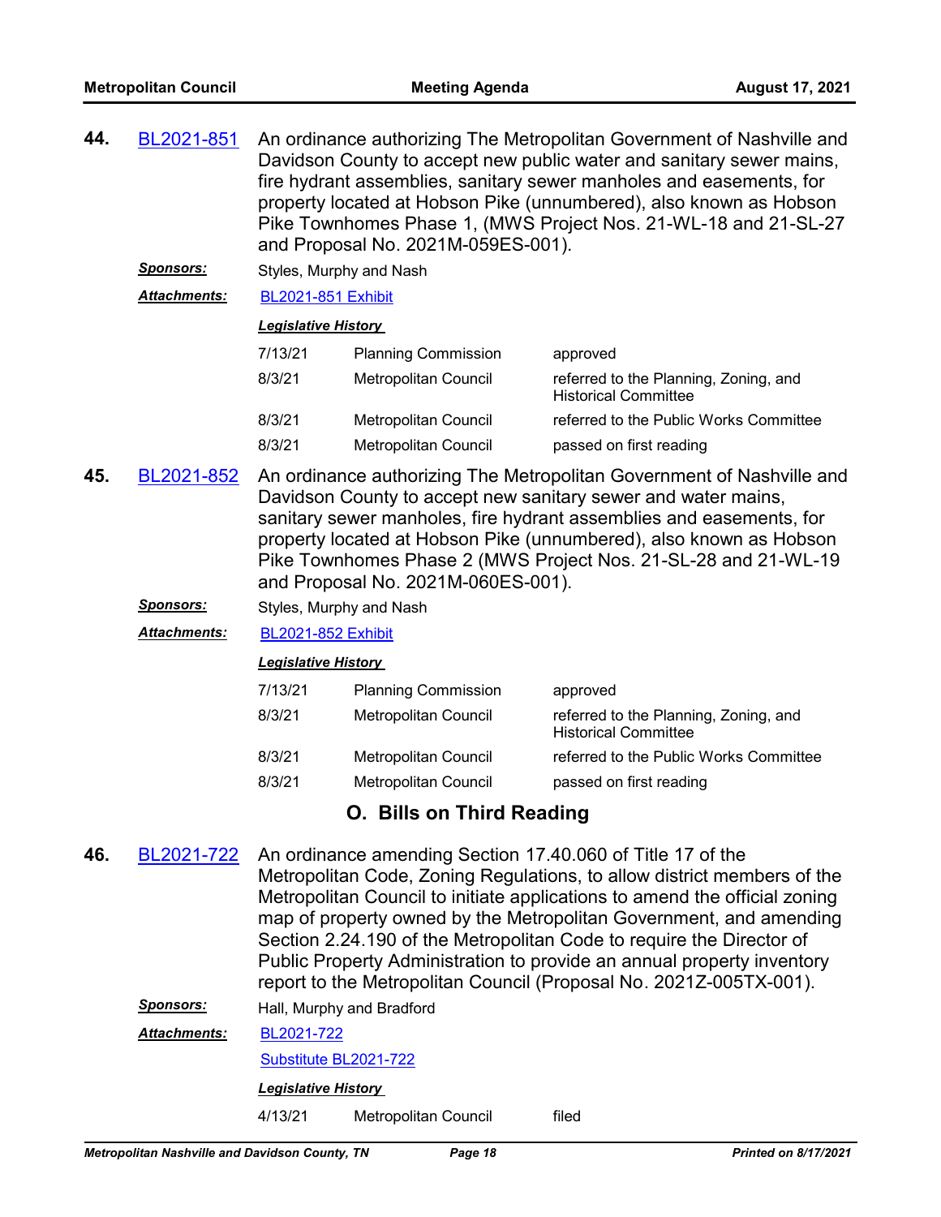**44.** BL2021-851 An ordinance authorizing The Metropolitan Government of Nashville and Davidson County to accept new public water and sanitary sewer mains, fire hydrant assemblies, sanitary sewer manholes and easements, for property located at Hobson Pike (unnumbered), also known as Hobson Pike Townhomes Phase 1, (MWS Project Nos. 21-WL-18 and 21-SL-27 and Proposal No. 2021M-059ES-001).

***Sponsors:*** Styles, Murphy and Nash

***Attachments:*** BL2021-851 Exhibit

***Legislative History***

| | | |
|---|---|---|
| 7/13/21 | Planning Commission | approved |
| 8/3/21 | Metropolitan Council | referred to the Planning, Zoning, and Historical Committee |
| 8/3/21 | Metropolitan Council | referred to the Public Works Committee |
| 8/3/21 | Metropolitan Council | passed on first reading |

**45.** BL2021-852 An ordinance authorizing The Metropolitan Government of Nashville and Davidson County to accept new sanitary sewer and water mains, sanitary sewer manholes, fire hydrant assemblies and easements, for property located at Hobson Pike (unnumbered), also known as Hobson Pike Townhomes Phase 2 (MWS Project Nos. 21-SL-28 and 21-WL-19 and Proposal No. 2021M-060ES-001).

***Sponsors:*** Styles, Murphy and Nash

***Attachments:*** BL2021-852 Exhibit

***Legislative History***

| | | |
|---|---|---|
| 7/13/21 | Planning Commission | approved |
| 8/3/21 | Metropolitan Council | referred to the Planning, Zoning, and Historical Committee |
| 8/3/21 | Metropolitan Council | referred to the Public Works Committee |
| 8/3/21 | Metropolitan Council | passed on first reading |

## O. Bills on Third Reading

**46.** BL2021-722 An ordinance amending Section 17.40.060 of Title 17 of the Metropolitan Code, Zoning Regulations, to allow district members of the Metropolitan Council to initiate applications to amend the official zoning map of property owned by the Metropolitan Government, and amending Section 2.24.190 of the Metropolitan Code to require the Director of Public Property Administration to provide an annual property inventory report to the Metropolitan Council (Proposal No. 2021Z-005TX-001).

***Sponsors:*** Hall, Murphy and Bradford

***Attachments:*** BL2021-722

Substitute BL2021-722

***Legislative History***

| | | |
|---|---|---|
| 4/13/21 | Metropolitan Council | filed |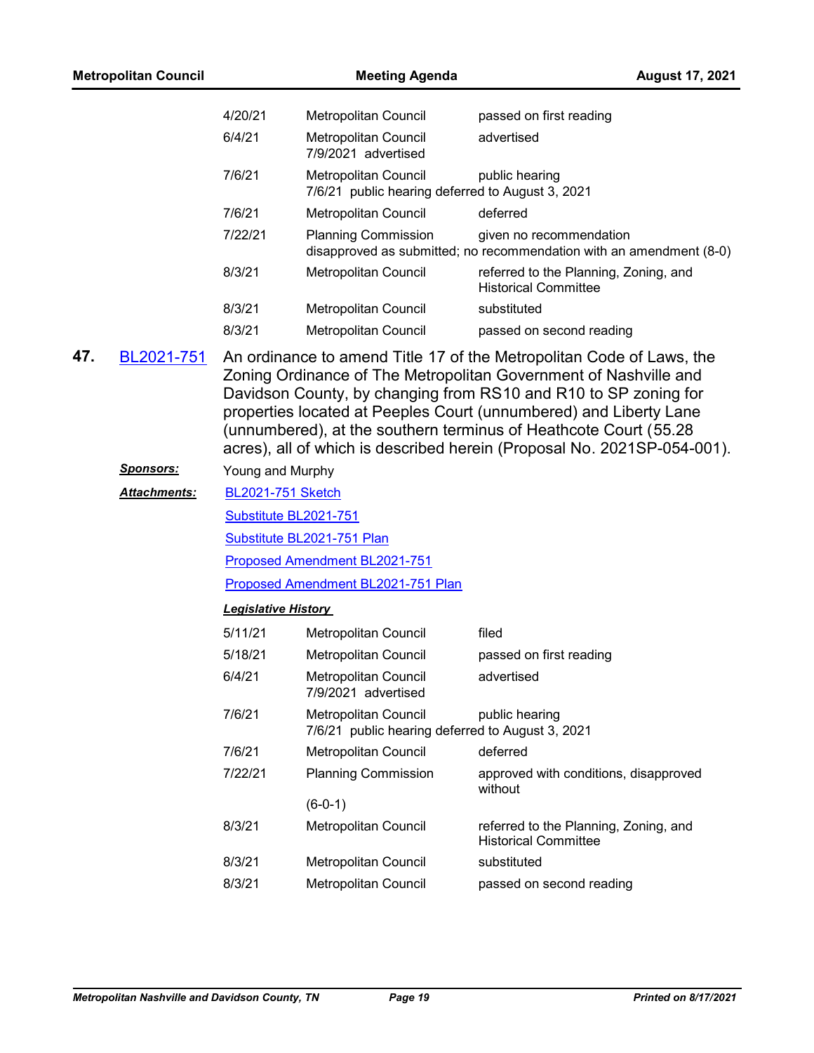| | | |
|---|---|---|
| 4/20/21 | Metropolitan Council | passed on first reading |
| 6/4/21 | Metropolitan Council<br>7/9/2021 advertised | advertised |
| 7/6/21 | Metropolitan Council<br>7/6/21 public hearing deferred to August 3, 2021 | public hearing |
| 7/6/21 | Metropolitan Council | deferred |
| 7/22/21 | Planning Commission<br>disapproved as submitted; no recommendation with an amendment (8-0) | given no recommendation |
| 8/3/21 | Metropolitan Council | referred to the Planning, Zoning, and Historical Committee |
| 8/3/21 | Metropolitan Council | substituted |
| 8/3/21 | Metropolitan Council | passed on second reading |

**47.** BL2021-751

An ordinance to amend Title 17 of the Metropolitan Code of Laws, the Zoning Ordinance of The Metropolitan Government of Nashville and Davidson County, by changing from RS10 and R10 to SP zoning for properties located at Peeples Court (unnumbered) and Liberty Lane (unnumbered), at the southern terminus of Heathcote Court (55.28 acres), all of which is described herein (Proposal No. 2021SP-054-001).

***Sponsors:*** Young and Murphy

***Attachments:*** BL2021-751 Sketch

Substitute BL2021-751

Substitute BL2021-751 Plan

Proposed Amendment BL2021-751

Proposed Amendment BL2021-751 Plan

***Legislative History***

| | | |
|---|---|---|
| 5/11/21 | Metropolitan Council | filed |
| 5/18/21 | Metropolitan Council | passed on first reading |
| 6/4/21 | Metropolitan Council<br>7/9/2021 advertised | advertised |
| 7/6/21 | Metropolitan Council<br>7/6/21 public hearing deferred to August 3, 2021 | public hearing |
| 7/6/21 | Metropolitan Council | deferred |
| 7/22/21 | Planning Commission<br>(6-0-1) | approved with conditions, disapproved without |
| 8/3/21 | Metropolitan Council | referred to the Planning, Zoning, and Historical Committee |
| 8/3/21 | Metropolitan Council | substituted |
| 8/3/21 | Metropolitan Council | passed on second reading |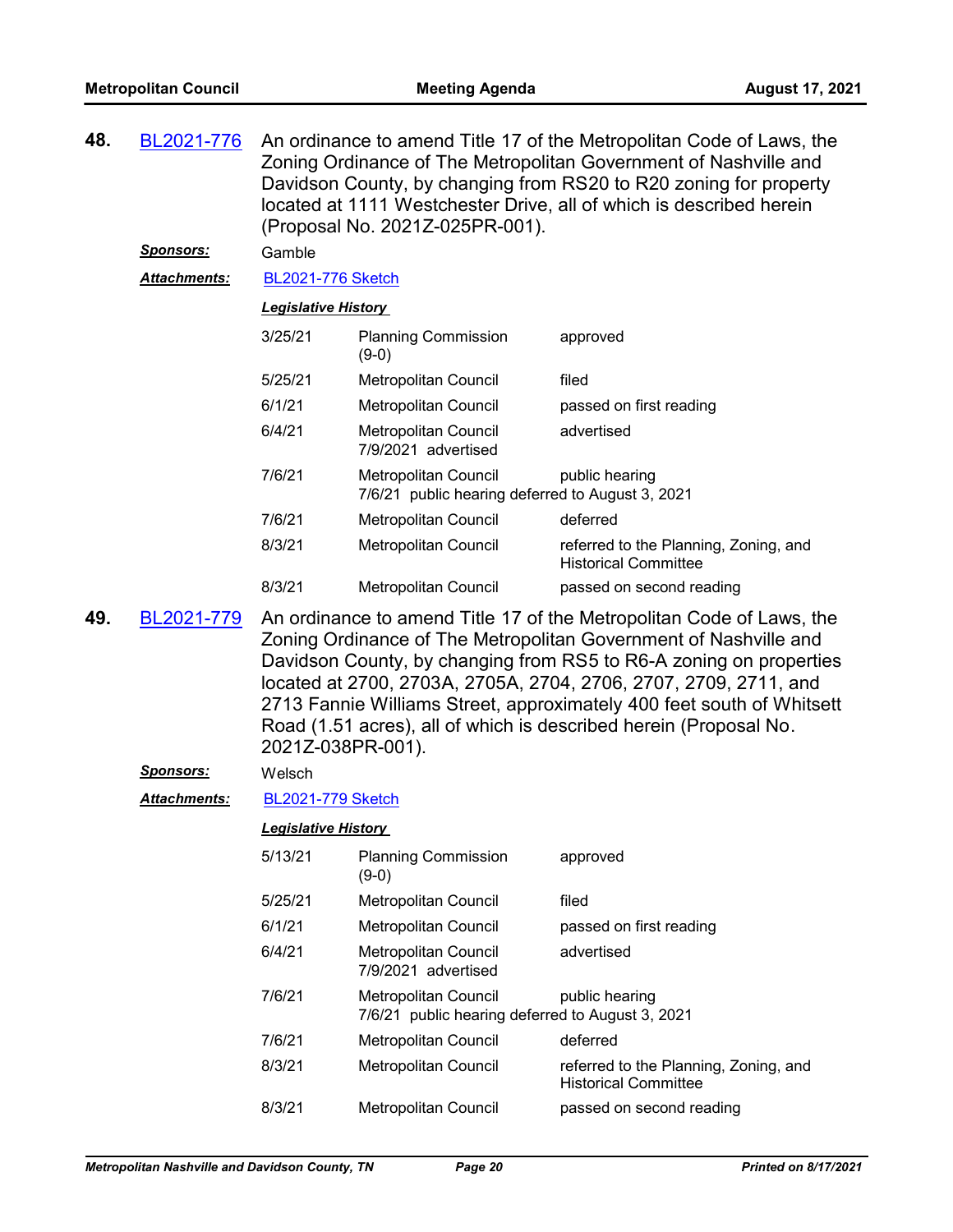**48.** BL2021-776 An ordinance to amend Title 17 of the Metropolitan Code of Laws, the Zoning Ordinance of The Metropolitan Government of Nashville and Davidson County, by changing from RS20 to R20 zoning for property located at 1111 Westchester Drive, all of which is described herein (Proposal No. 2021Z-025PR-001).

***Sponsors:*** Gamble

***Attachments:*** BL2021-776 Sketch

***Legislative History***

| | | |
|---|---|---|
| 3/25/21 | Planning Commission (9-0) | approved |
| 5/25/21 | Metropolitan Council | filed |
| 6/1/21 | Metropolitan Council | passed on first reading |
| 6/4/21 | Metropolitan Council 7/9/2021 advertised | advertised |
| 7/6/21 | Metropolitan Council 7/6/21 public hearing deferred to August 3, 2021 | public hearing |
| 7/6/21 | Metropolitan Council | deferred |
| 8/3/21 | Metropolitan Council | referred to the Planning, Zoning, and Historical Committee |
| 8/3/21 | Metropolitan Council | passed on second reading |

**49.** BL2021-779 An ordinance to amend Title 17 of the Metropolitan Code of Laws, the Zoning Ordinance of The Metropolitan Government of Nashville and Davidson County, by changing from RS5 to R6-A zoning on properties located at 2700, 2703A, 2705A, 2704, 2706, 2707, 2709, 2711, and 2713 Fannie Williams Street, approximately 400 feet south of Whitsett Road (1.51 acres), all of which is described herein (Proposal No. 2021Z-038PR-001).

***Sponsors:*** Welsch

***Attachments:*** BL2021-779 Sketch

***Legislative History***

| | | |
|---|---|---|
| 5/13/21 | Planning Commission (9-0) | approved |
| 5/25/21 | Metropolitan Council | filed |
| 6/1/21 | Metropolitan Council | passed on first reading |
| 6/4/21 | Metropolitan Council 7/9/2021 advertised | advertised |
| 7/6/21 | Metropolitan Council 7/6/21 public hearing deferred to August 3, 2021 | public hearing |
| 7/6/21 | Metropolitan Council | deferred |
| 8/3/21 | Metropolitan Council | referred to the Planning, Zoning, and Historical Committee |
| 8/3/21 | Metropolitan Council | passed on second reading |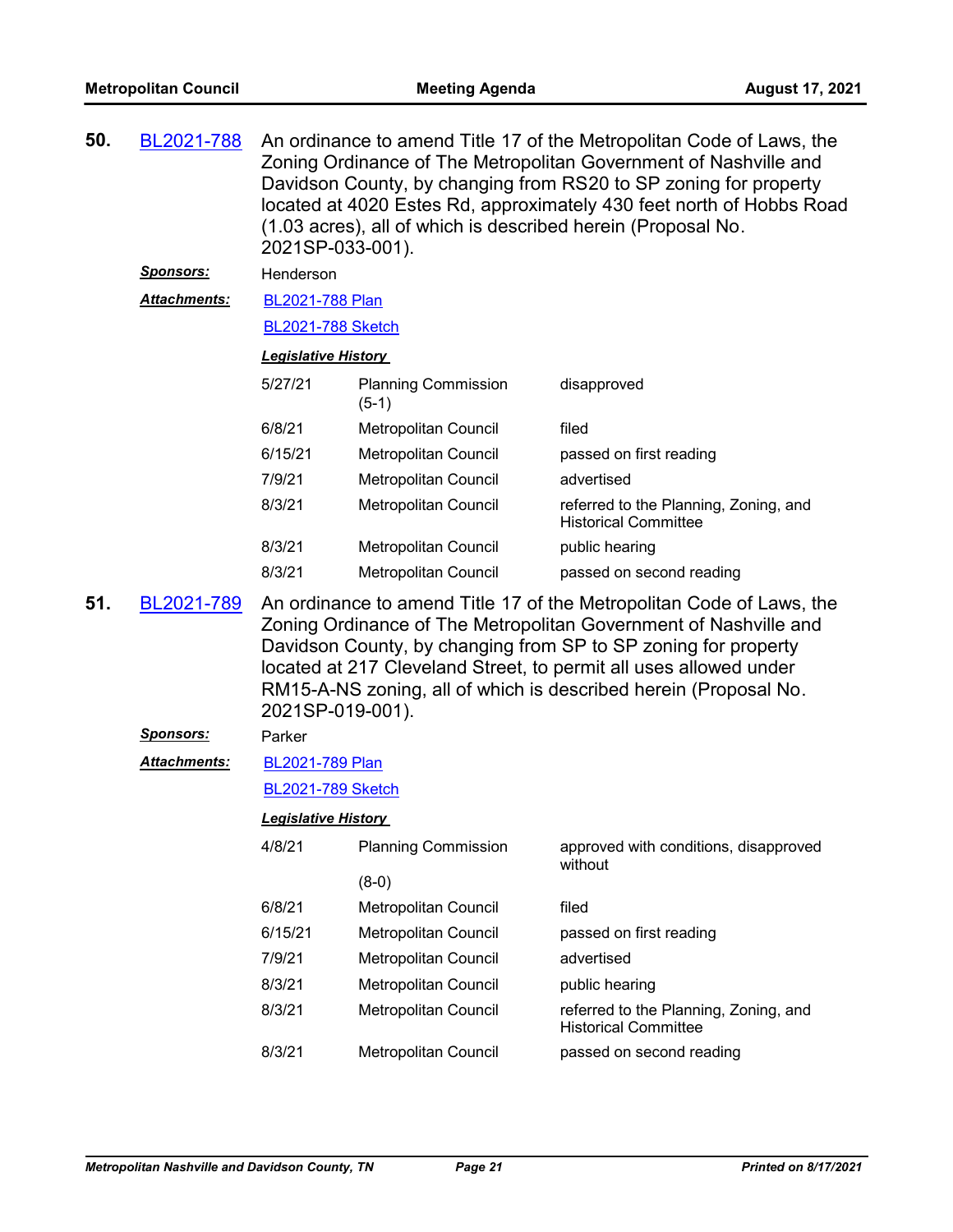**50.** BL2021-788 An ordinance to amend Title 17 of the Metropolitan Code of Laws, the Zoning Ordinance of The Metropolitan Government of Nashville and Davidson County, by changing from RS20 to SP zoning for property located at 4020 Estes Rd, approximately 430 feet north of Hobbs Road (1.03 acres), all of which is described herein (Proposal No. 2021SP-033-001).

***Sponsors:*** Henderson

***Attachments:*** BL2021-788 Plan

BL2021-788 Sketch

***Legislative History***

| | | |
|---|---|---|
| 5/27/21 | Planning Commission (5-1) | disapproved |
| 6/8/21 | Metropolitan Council | filed |
| 6/15/21 | Metropolitan Council | passed on first reading |
| 7/9/21 | Metropolitan Council | advertised |
| 8/3/21 | Metropolitan Council | referred to the Planning, Zoning, and Historical Committee |
| 8/3/21 | Metropolitan Council | public hearing |
| 8/3/21 | Metropolitan Council | passed on second reading |

**51.** BL2021-789 An ordinance to amend Title 17 of the Metropolitan Code of Laws, the Zoning Ordinance of The Metropolitan Government of Nashville and Davidson County, by changing from SP to SP zoning for property located at 217 Cleveland Street, to permit all uses allowed under RM15-A-NS zoning, all of which is described herein (Proposal No. 2021SP-019-001).

***Sponsors:*** Parker

***Attachments:*** BL2021-789 Plan

BL2021-789 Sketch

***Legislative History***

| | | |
|---|---|---|
| 4/8/21 | Planning Commission (8-0) | approved with conditions, disapproved without |
| 6/8/21 | Metropolitan Council | filed |
| 6/15/21 | Metropolitan Council | passed on first reading |
| 7/9/21 | Metropolitan Council | advertised |
| 8/3/21 | Metropolitan Council | public hearing |
| 8/3/21 | Metropolitan Council | referred to the Planning, Zoning, and Historical Committee |
| 8/3/21 | Metropolitan Council | passed on second reading |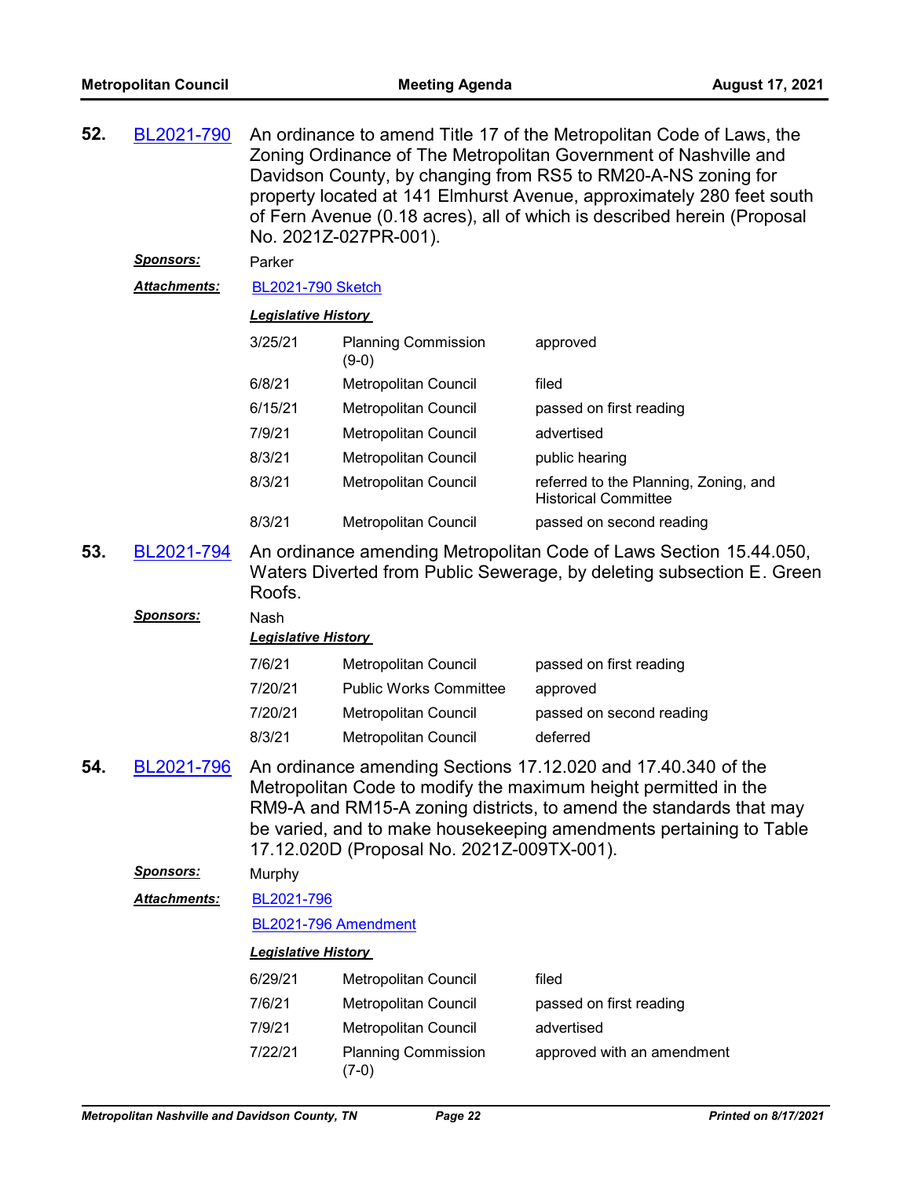**52.** BL2021-790 An ordinance to amend Title 17 of the Metropolitan Code of Laws, the Zoning Ordinance of The Metropolitan Government of Nashville and Davidson County, by changing from RS5 to RM20-A-NS zoning for property located at 141 Elmhurst Avenue, approximately 280 feet south of Fern Avenue (0.18 acres), all of which is described herein (Proposal No. 2021Z-027PR-001).

***Sponsors:*** Parker

***Attachments:*** BL2021-790 Sketch

***Legislative History***

| Date | Body | Action |
|---|---|---|
| 3/25/21 | Planning Commission (9-0) | approved |
| 6/8/21 | Metropolitan Council | filed |
| 6/15/21 | Metropolitan Council | passed on first reading |
| 7/9/21 | Metropolitan Council | advertised |
| 8/3/21 | Metropolitan Council | public hearing |
| 8/3/21 | Metropolitan Council | referred to the Planning, Zoning, and Historical Committee |
| 8/3/21 | Metropolitan Council | passed on second reading |

**53.** BL2021-794 An ordinance amending Metropolitan Code of Laws Section 15.44.050, Waters Diverted from Public Sewerage, by deleting subsection E. Green Roofs.

***Sponsors:*** Nash

***Legislative History***

| Date | Body | Action |
|---|---|---|
| 7/6/21 | Metropolitan Council | passed on first reading |
| 7/20/21 | Public Works Committee | approved |
| 7/20/21 | Metropolitan Council | passed on second reading |
| 8/3/21 | Metropolitan Council | deferred |

**54.** BL2021-796 An ordinance amending Sections 17.12.020 and 17.40.340 of the Metropolitan Code to modify the maximum height permitted in the RM9-A and RM15-A zoning districts, to amend the standards that may be varied, and to make housekeeping amendments pertaining to Table 17.12.020D (Proposal No. 2021Z-009TX-001).

***Sponsors:*** Murphy

***Attachments:*** BL2021-796

BL2021-796 Amendment

***Legislative History***

| Date | Body | Action |
|---|---|---|
| 6/29/21 | Metropolitan Council | filed |
| 7/6/21 | Metropolitan Council | passed on first reading |
| 7/9/21 | Metropolitan Council | advertised |
| 7/22/21 | Planning Commission (7-0) | approved with an amendment |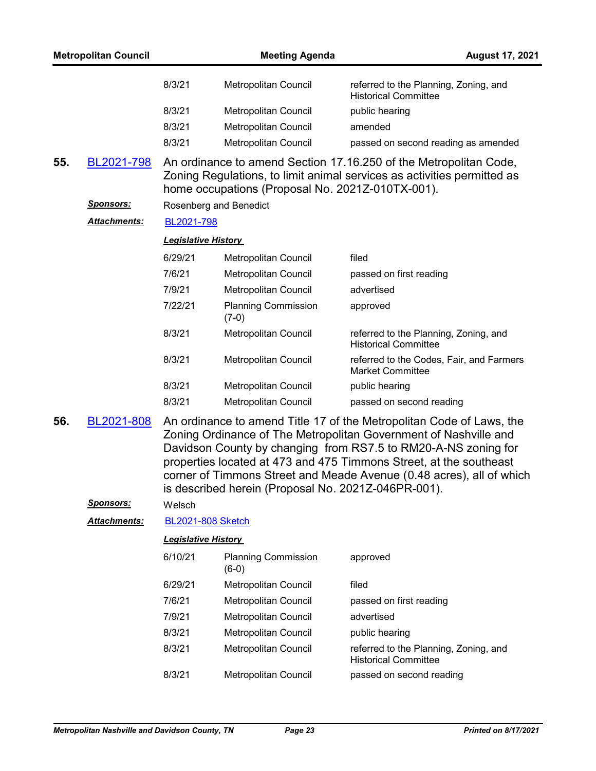| | | |
|---|---|---|
| 8/3/21 | Metropolitan Council | referred to the Planning, Zoning, and Historical Committee |
| 8/3/21 | Metropolitan Council | public hearing |
| 8/3/21 | Metropolitan Council | amended |
| 8/3/21 | Metropolitan Council | passed on second reading as amended |

**55.** BL2021-798 An ordinance to amend Section 17.16.250 of the Metropolitan Code, Zoning Regulations, to limit animal services as activities permitted as home occupations (Proposal No. 2021Z-010TX-001).

***Sponsors:*** Rosenberg and Benedict

***Attachments:*** BL2021-798

***Legislative History***

| | | |
|---|---|---|
| 6/29/21 | Metropolitan Council | filed |
| 7/6/21 | Metropolitan Council | passed on first reading |
| 7/9/21 | Metropolitan Council | advertised |
| 7/22/21 | Planning Commission (7-0) | approved |
| 8/3/21 | Metropolitan Council | referred to the Planning, Zoning, and Historical Committee |
| 8/3/21 | Metropolitan Council | referred to the Codes, Fair, and Farmers Market Committee |
| 8/3/21 | Metropolitan Council | public hearing |
| 8/3/21 | Metropolitan Council | passed on second reading |

**56.** BL2021-808 An ordinance to amend Title 17 of the Metropolitan Code of Laws, the Zoning Ordinance of The Metropolitan Government of Nashville and Davidson County by changing from RS7.5 to RM20-A-NS zoning for properties located at 473 and 475 Timmons Street, at the southeast corner of Timmons Street and Meade Avenue (0.48 acres), all of which is described herein (Proposal No. 2021Z-046PR-001).

***Sponsors:*** Welsch

***Attachments:*** BL2021-808 Sketch

***Legislative History***

| | | |
|---|---|---|
| 6/10/21 | Planning Commission (6-0) | approved |
| 6/29/21 | Metropolitan Council | filed |
| 7/6/21 | Metropolitan Council | passed on first reading |
| 7/9/21 | Metropolitan Council | advertised |
| 8/3/21 | Metropolitan Council | public hearing |
| 8/3/21 | Metropolitan Council | referred to the Planning, Zoning, and Historical Committee |
| 8/3/21 | Metropolitan Council | passed on second reading |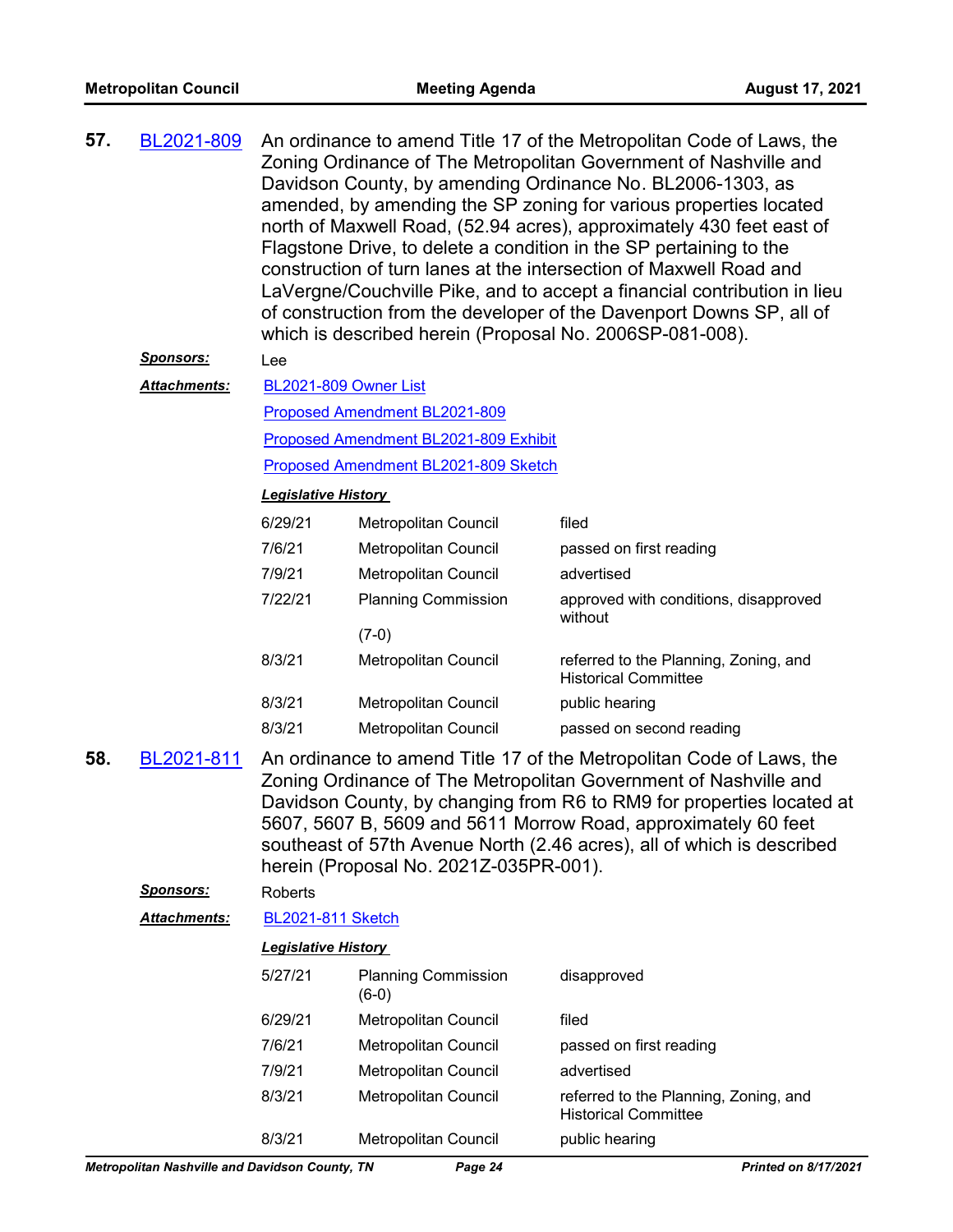**57.** BL2021-809 An ordinance to amend Title 17 of the Metropolitan Code of Laws, the Zoning Ordinance of The Metropolitan Government of Nashville and Davidson County, by amending Ordinance No. BL2006-1303, as amended, by amending the SP zoning for various properties located north of Maxwell Road, (52.94 acres), approximately 430 feet east of Flagstone Drive, to delete a condition in the SP pertaining to the construction of turn lanes at the intersection of Maxwell Road and LaVergne/Couchville Pike, and to accept a financial contribution in lieu of construction from the developer of the Davenport Downs SP, all of which is described herein (Proposal No. 2006SP-081-008).

***Sponsors:*** Lee

***Attachments:*** BL2021-809 Owner List
Proposed Amendment BL2021-809
Proposed Amendment BL2021-809 Exhibit
Proposed Amendment BL2021-809 Sketch

***Legislative History***

| | | |
|---|---|---|
| 6/29/21 | Metropolitan Council | filed |
| 7/6/21 | Metropolitan Council | passed on first reading |
| 7/9/21 | Metropolitan Council | advertised |
| 7/22/21 | Planning Commission (7-0) | approved with conditions, disapproved without |
| 8/3/21 | Metropolitan Council | referred to the Planning, Zoning, and Historical Committee |
| 8/3/21 | Metropolitan Council | public hearing |
| 8/3/21 | Metropolitan Council | passed on second reading |

**58.** BL2021-811 An ordinance to amend Title 17 of the Metropolitan Code of Laws, the Zoning Ordinance of The Metropolitan Government of Nashville and Davidson County, by changing from R6 to RM9 for properties located at 5607, 5607 B, 5609 and 5611 Morrow Road, approximately 60 feet southeast of 57th Avenue North (2.46 acres), all of which is described herein (Proposal No. 2021Z-035PR-001).

***Sponsors:*** Roberts

***Attachments:*** BL2021-811 Sketch

***Legislative History***

| | | |
|---|---|---|
| 5/27/21 | Planning Commission (6-0) | disapproved |
| 6/29/21 | Metropolitan Council | filed |
| 7/6/21 | Metropolitan Council | passed on first reading |
| 7/9/21 | Metropolitan Council | advertised |
| 8/3/21 | Metropolitan Council | referred to the Planning, Zoning, and Historical Committee |
| 8/3/21 | Metropolitan Council | public hearing |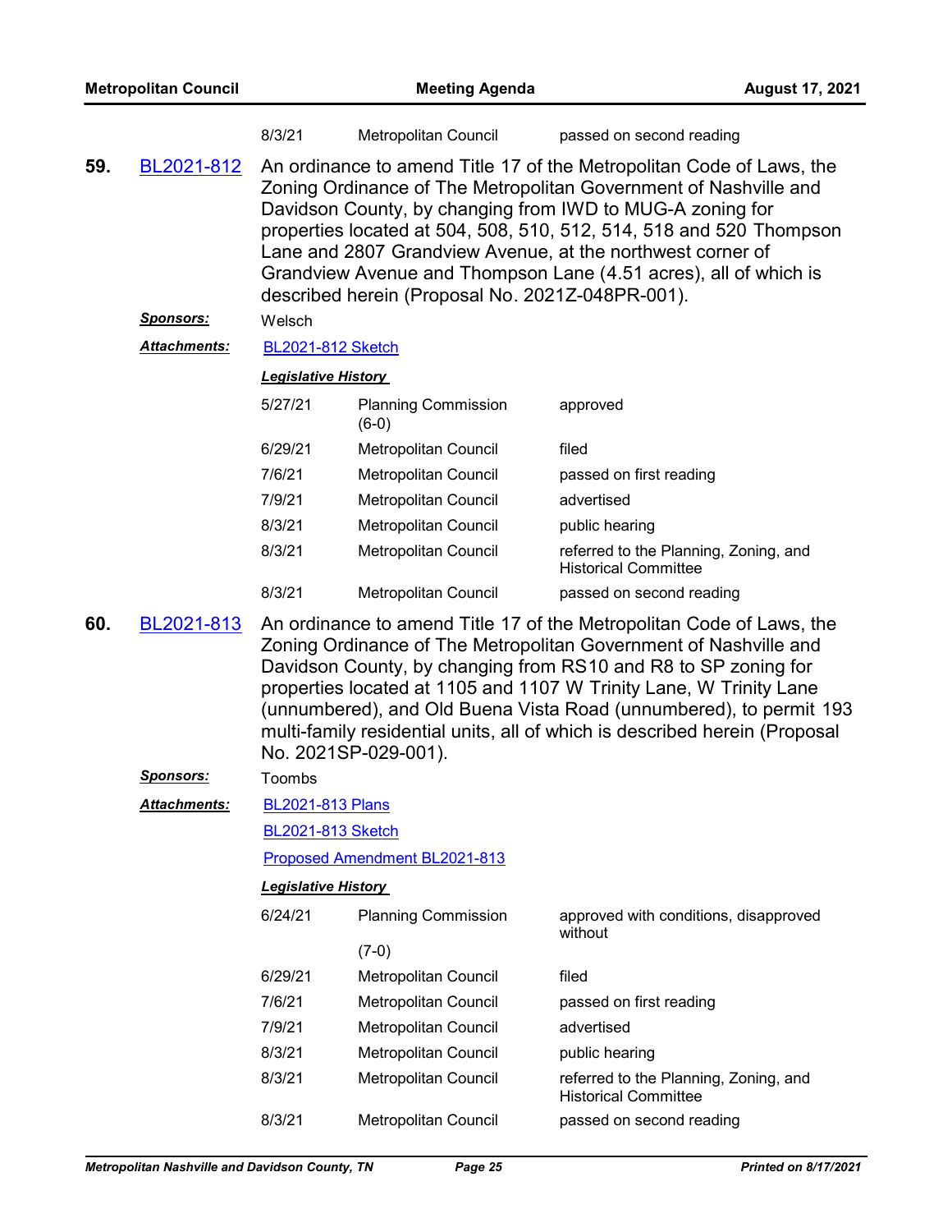| | | |
|---|---|---|
| 8/3/21 | Metropolitan Council | passed on second reading |

**59.** BL2021-812 An ordinance to amend Title 17 of the Metropolitan Code of Laws, the Zoning Ordinance of The Metropolitan Government of Nashville and Davidson County, by changing from IWD to MUG-A zoning for properties located at 504, 508, 510, 512, 514, 518 and 520 Thompson Lane and 2807 Grandview Avenue, at the northwest corner of Grandview Avenue and Thompson Lane (4.51 acres), all of which is described herein (Proposal No. 2021Z-048PR-001).

***Sponsors:*** Welsch

***Attachments:*** BL2021-812 Sketch

***Legislative History***

| Date | Body | Action |
|---|---|---|
| 5/27/21 | Planning Commission (6-0) | approved |
| 6/29/21 | Metropolitan Council | filed |
| 7/6/21 | Metropolitan Council | passed on first reading |
| 7/9/21 | Metropolitan Council | advertised |
| 8/3/21 | Metropolitan Council | public hearing |
| 8/3/21 | Metropolitan Council | referred to the Planning, Zoning, and Historical Committee |
| 8/3/21 | Metropolitan Council | passed on second reading |

**60.** BL2021-813 An ordinance to amend Title 17 of the Metropolitan Code of Laws, the Zoning Ordinance of The Metropolitan Government of Nashville and Davidson County, by changing from RS10 and R8 to SP zoning for properties located at 1105 and 1107 W Trinity Lane, W Trinity Lane (unnumbered), and Old Buena Vista Road (unnumbered), to permit 193 multi-family residential units, all of which is described herein (Proposal No. 2021SP-029-001).

***Sponsors:*** Toombs

***Attachments:*** BL2021-813 Plans

BL2021-813 Sketch

Proposed Amendment BL2021-813

***Legislative History***

| Date | Body | Action |
|---|---|---|
| 6/24/21 | Planning Commission (7-0) | approved with conditions, disapproved without |
| 6/29/21 | Metropolitan Council | filed |
| 7/6/21 | Metropolitan Council | passed on first reading |
| 7/9/21 | Metropolitan Council | advertised |
| 8/3/21 | Metropolitan Council | public hearing |
| 8/3/21 | Metropolitan Council | referred to the Planning, Zoning, and Historical Committee |
| 8/3/21 | Metropolitan Council | passed on second reading |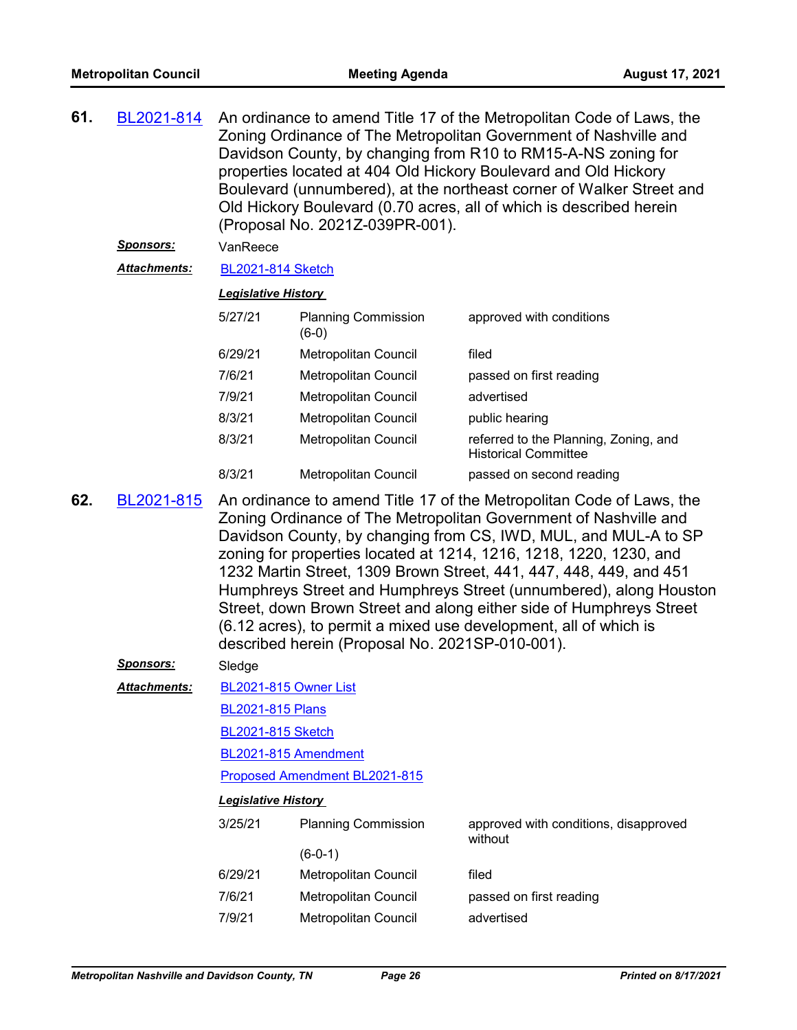**61.** BL2021-814 An ordinance to amend Title 17 of the Metropolitan Code of Laws, the Zoning Ordinance of The Metropolitan Government of Nashville and Davidson County, by changing from R10 to RM15-A-NS zoning for properties located at 404 Old Hickory Boulevard and Old Hickory Boulevard (unnumbered), at the northeast corner of Walker Street and Old Hickory Boulevard (0.70 acres, all of which is described herein (Proposal No. 2021Z-039PR-001).

***Sponsors:*** VanReece

***Attachments:*** BL2021-814 Sketch

***Legislative History***

| Date | Body | Action |
|---|---|---|
| 5/27/21 | Planning Commission (6-0) | approved with conditions |
| 6/29/21 | Metropolitan Council | filed |
| 7/6/21 | Metropolitan Council | passed on first reading |
| 7/9/21 | Metropolitan Council | advertised |
| 8/3/21 | Metropolitan Council | public hearing |
| 8/3/21 | Metropolitan Council | referred to the Planning, Zoning, and Historical Committee |
| 8/3/21 | Metropolitan Council | passed on second reading |

**62.** BL2021-815 An ordinance to amend Title 17 of the Metropolitan Code of Laws, the Zoning Ordinance of The Metropolitan Government of Nashville and Davidson County, by changing from CS, IWD, MUL, and MUL-A to SP zoning for properties located at 1214, 1216, 1218, 1220, 1230, and 1232 Martin Street, 1309 Brown Street, 441, 447, 448, 449, and 451 Humphreys Street and Humphreys Street (unnumbered), along Houston Street, down Brown Street and along either side of Humphreys Street (6.12 acres), to permit a mixed use development, all of which is described herein (Proposal No. 2021SP-010-001).

***Sponsors:*** Sledge

***Attachments:*** BL2021-815 Owner List

BL2021-815 Plans

BL2021-815 Sketch

BL2021-815 Amendment

Proposed Amendment BL2021-815

***Legislative History***

| Date | Body | Action |
|---|---|---|
| 3/25/21 | Planning Commission (6-0-1) | approved with conditions, disapproved without |
| 6/29/21 | Metropolitan Council | filed |
| 7/6/21 | Metropolitan Council | passed on first reading |
| 7/9/21 | Metropolitan Council | advertised |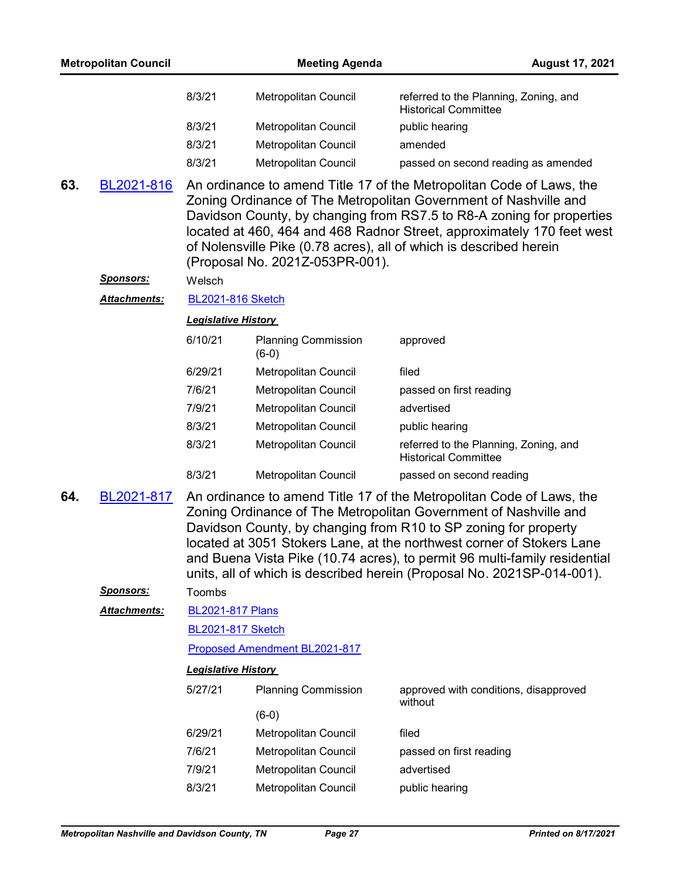| | | |
|---|---|---|
| 8/3/21 | Metropolitan Council | referred to the Planning, Zoning, and Historical Committee |
| 8/3/21 | Metropolitan Council | public hearing |
| 8/3/21 | Metropolitan Council | amended |
| 8/3/21 | Metropolitan Council | passed on second reading as amended |

**63.** BL2021-816 An ordinance to amend Title 17 of the Metropolitan Code of Laws, the Zoning Ordinance of The Metropolitan Government of Nashville and Davidson County, by changing from RS7.5 to R8-A zoning for properties located at 460, 464 and 468 Radnor Street, approximately 170 feet west of Nolensville Pike (0.78 acres), all of which is described herein (Proposal No. 2021Z-053PR-001).

***Sponsors:*** Welsch

***Attachments:*** BL2021-816 Sketch

***Legislative History***

| | | |
|---|---|---|
| 6/10/21 | Planning Commission (6-0) | approved |
| 6/29/21 | Metropolitan Council | filed |
| 7/6/21 | Metropolitan Council | passed on first reading |
| 7/9/21 | Metropolitan Council | advertised |
| 8/3/21 | Metropolitan Council | public hearing |
| 8/3/21 | Metropolitan Council | referred to the Planning, Zoning, and Historical Committee |
| 8/3/21 | Metropolitan Council | passed on second reading |

**64.** BL2021-817 An ordinance to amend Title 17 of the Metropolitan Code of Laws, the Zoning Ordinance of The Metropolitan Government of Nashville and Davidson County, by changing from R10 to SP zoning for property located at 3051 Stokers Lane, at the northwest corner of Stokers Lane and Buena Vista Pike (10.74 acres), to permit 96 multi-family residential units, all of which is described herein (Proposal No. 2021SP-014-001).

***Sponsors:*** Toombs

***Attachments:*** BL2021-817 Plans
BL2021-817 Sketch
Proposed Amendment BL2021-817

***Legislative History***

| | | |
|---|---|---|
| 5/27/21 | Planning Commission (6-0) | approved with conditions, disapproved without |
| 6/29/21 | Metropolitan Council | filed |
| 7/6/21 | Metropolitan Council | passed on first reading |
| 7/9/21 | Metropolitan Council | advertised |
| 8/3/21 | Metropolitan Council | public hearing |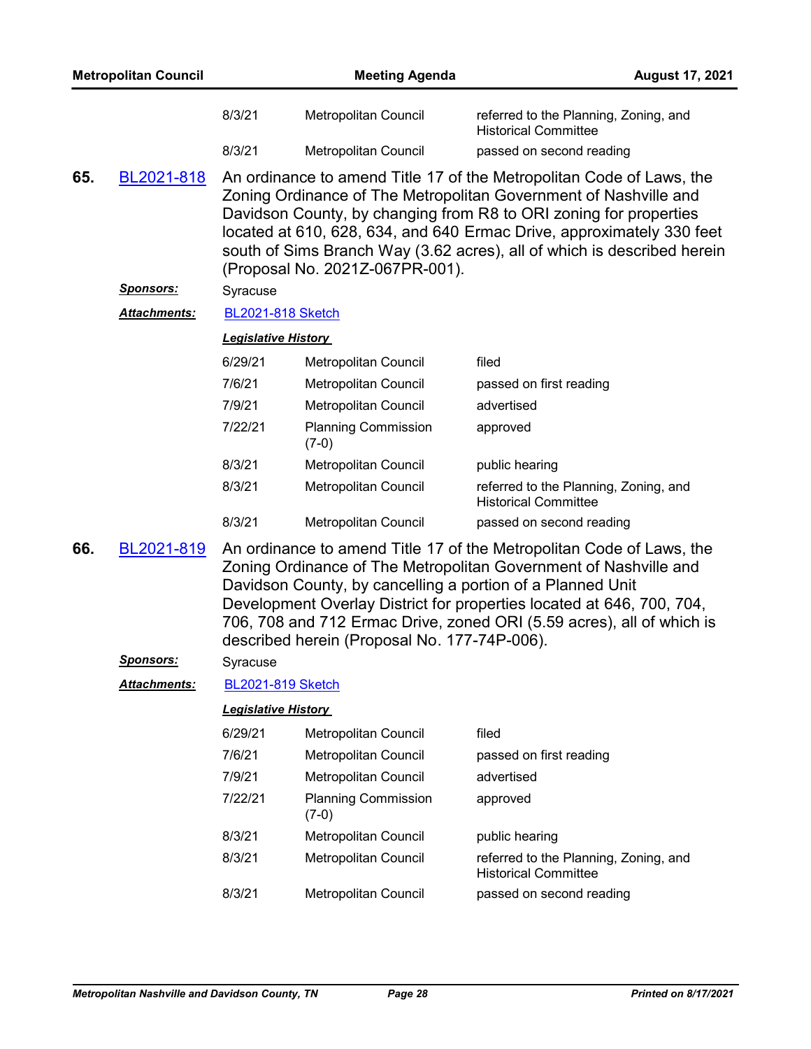| | | |
|---|---|---|
| 8/3/21 | Metropolitan Council | referred to the Planning, Zoning, and Historical Committee |
| 8/3/21 | Metropolitan Council | passed on second reading |

**65.** BL2021-818

An ordinance to amend Title 17 of the Metropolitan Code of Laws, the Zoning Ordinance of The Metropolitan Government of Nashville and Davidson County, by changing from R8 to ORI zoning for properties located at 610, 628, 634, and 640 Ermac Drive, approximately 330 feet south of Sims Branch Way (3.62 acres), all of which is described herein (Proposal No. 2021Z-067PR-001).

***Sponsors:*** Syracuse

***Attachments:*** BL2021-818 Sketch

***Legislative History***

| | | |
|---|---|---|
| 6/29/21 | Metropolitan Council | filed |
| 7/6/21 | Metropolitan Council | passed on first reading |
| 7/9/21 | Metropolitan Council | advertised |
| 7/22/21 | Planning Commission (7-0) | approved |
| 8/3/21 | Metropolitan Council | public hearing |
| 8/3/21 | Metropolitan Council | referred to the Planning, Zoning, and Historical Committee |
| 8/3/21 | Metropolitan Council | passed on second reading |

**66.** BL2021-819

An ordinance to amend Title 17 of the Metropolitan Code of Laws, the Zoning Ordinance of The Metropolitan Government of Nashville and Davidson County, by cancelling a portion of a Planned Unit Development Overlay District for properties located at 646, 700, 704, 706, 708 and 712 Ermac Drive, zoned ORI (5.59 acres), all of which is described herein (Proposal No. 177-74P-006).

***Sponsors:*** Syracuse

***Attachments:*** BL2021-819 Sketch

***Legislative History***

| | | |
|---|---|---|
| 6/29/21 | Metropolitan Council | filed |
| 7/6/21 | Metropolitan Council | passed on first reading |
| 7/9/21 | Metropolitan Council | advertised |
| 7/22/21 | Planning Commission (7-0) | approved |
| 8/3/21 | Metropolitan Council | public hearing |
| 8/3/21 | Metropolitan Council | referred to the Planning, Zoning, and Historical Committee |
| 8/3/21 | Metropolitan Council | passed on second reading |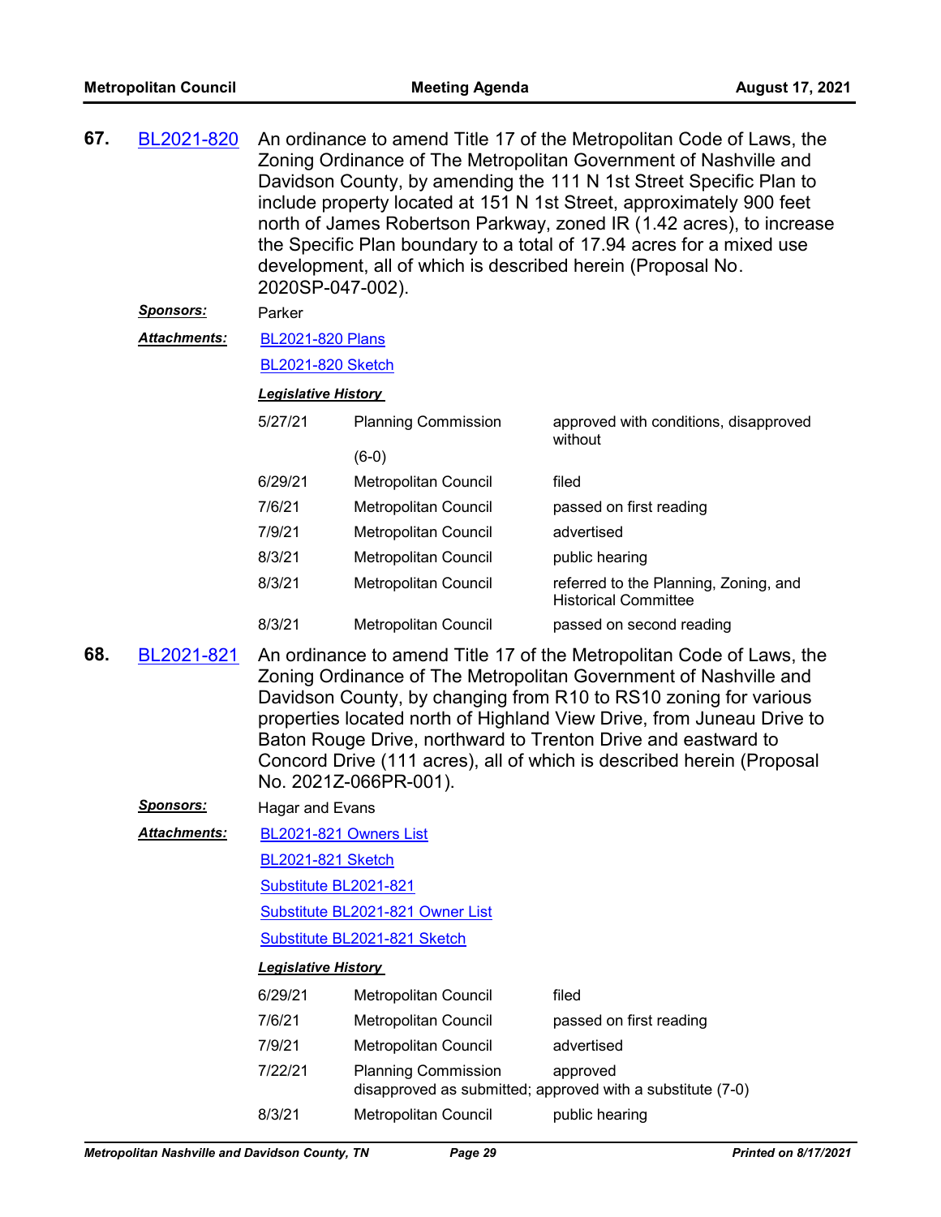**67.** BL2021-820 An ordinance to amend Title 17 of the Metropolitan Code of Laws, the Zoning Ordinance of The Metropolitan Government of Nashville and Davidson County, by amending the 111 N 1st Street Specific Plan to include property located at 151 N 1st Street, approximately 900 feet north of James Robertson Parkway, zoned IR (1.42 acres), to increase the Specific Plan boundary to a total of 17.94 acres for a mixed use development, all of which is described herein (Proposal No. 2020SP-047-002).

***Sponsors:*** Parker

***Attachments:*** BL2021-820 Plans

BL2021-820 Sketch

***Legislative History***

| | | |
|---|---|---|
| 5/27/21 | Planning Commission (6-0) | approved with conditions, disapproved without |
| 6/29/21 | Metropolitan Council | filed |
| 7/6/21 | Metropolitan Council | passed on first reading |
| 7/9/21 | Metropolitan Council | advertised |
| 8/3/21 | Metropolitan Council | public hearing |
| 8/3/21 | Metropolitan Council | referred to the Planning, Zoning, and Historical Committee |
| 8/3/21 | Metropolitan Council | passed on second reading |

**68.** BL2021-821 An ordinance to amend Title 17 of the Metropolitan Code of Laws, the Zoning Ordinance of The Metropolitan Government of Nashville and Davidson County, by changing from R10 to RS10 zoning for various properties located north of Highland View Drive, from Juneau Drive to Baton Rouge Drive, northward to Trenton Drive and eastward to Concord Drive (111 acres), all of which is described herein (Proposal No. 2021Z-066PR-001).

***Sponsors:*** Hagar and Evans

***Attachments:*** BL2021-821 Owners List

BL2021-821 Sketch

Substitute BL2021-821

Substitute BL2021-821 Owner List

Substitute BL2021-821 Sketch

***Legislative History***

| | | |
|---|---|---|
| 6/29/21 | Metropolitan Council | filed |
| 7/6/21 | Metropolitan Council | passed on first reading |
| 7/9/21 | Metropolitan Council | advertised |
| 7/22/21 | Planning Commission | approved disapproved as submitted; approved with a substitute (7-0) |
| 8/3/21 | Metropolitan Council | public hearing |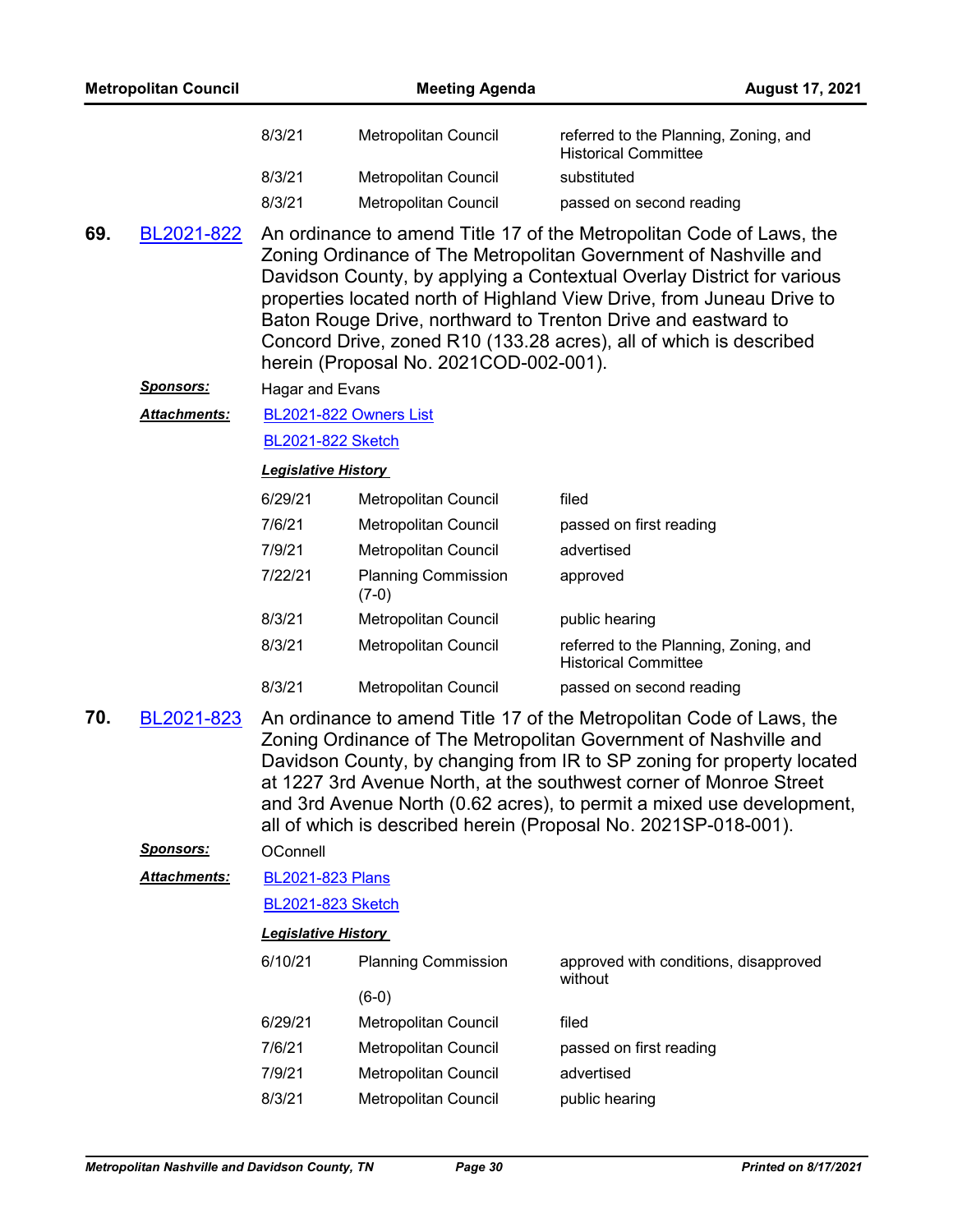| | | |
|---|---|---|
| 8/3/21 | Metropolitan Council | referred to the Planning, Zoning, and Historical Committee |
| 8/3/21 | Metropolitan Council | substituted |
| 8/3/21 | Metropolitan Council | passed on second reading |

**69.** BL2021-822 An ordinance to amend Title 17 of the Metropolitan Code of Laws, the Zoning Ordinance of The Metropolitan Government of Nashville and Davidson County, by applying a Contextual Overlay District for various properties located north of Highland View Drive, from Juneau Drive to Baton Rouge Drive, northward to Trenton Drive and eastward to Concord Drive, zoned R10 (133.28 acres), all of which is described herein (Proposal No. 2021COD-002-001).

***Sponsors:*** Hagar and Evans

***Attachments:*** BL2021-822 Owners List

BL2021-822 Sketch

***Legislative History***

| | | |
|---|---|---|
| 6/29/21 | Metropolitan Council | filed |
| 7/6/21 | Metropolitan Council | passed on first reading |
| 7/9/21 | Metropolitan Council | advertised |
| 7/22/21 | Planning Commission (7-0) | approved |
| 8/3/21 | Metropolitan Council | public hearing |
| 8/3/21 | Metropolitan Council | referred to the Planning, Zoning, and Historical Committee |
| 8/3/21 | Metropolitan Council | passed on second reading |

**70.** BL2021-823 An ordinance to amend Title 17 of the Metropolitan Code of Laws, the Zoning Ordinance of The Metropolitan Government of Nashville and Davidson County, by changing from IR to SP zoning for property located at 1227 3rd Avenue North, at the southwest corner of Monroe Street and 3rd Avenue North (0.62 acres), to permit a mixed use development, all of which is described herein (Proposal No. 2021SP-018-001).

***Sponsors:*** OConnell

***Attachments:*** BL2021-823 Plans

BL2021-823 Sketch

***Legislative History***

| | | |
|---|---|---|
| 6/10/21 | Planning Commission (6-0) | approved with conditions, disapproved without |
| 6/29/21 | Metropolitan Council | filed |
| 7/6/21 | Metropolitan Council | passed on first reading |
| 7/9/21 | Metropolitan Council | advertised |
| 8/3/21 | Metropolitan Council | public hearing |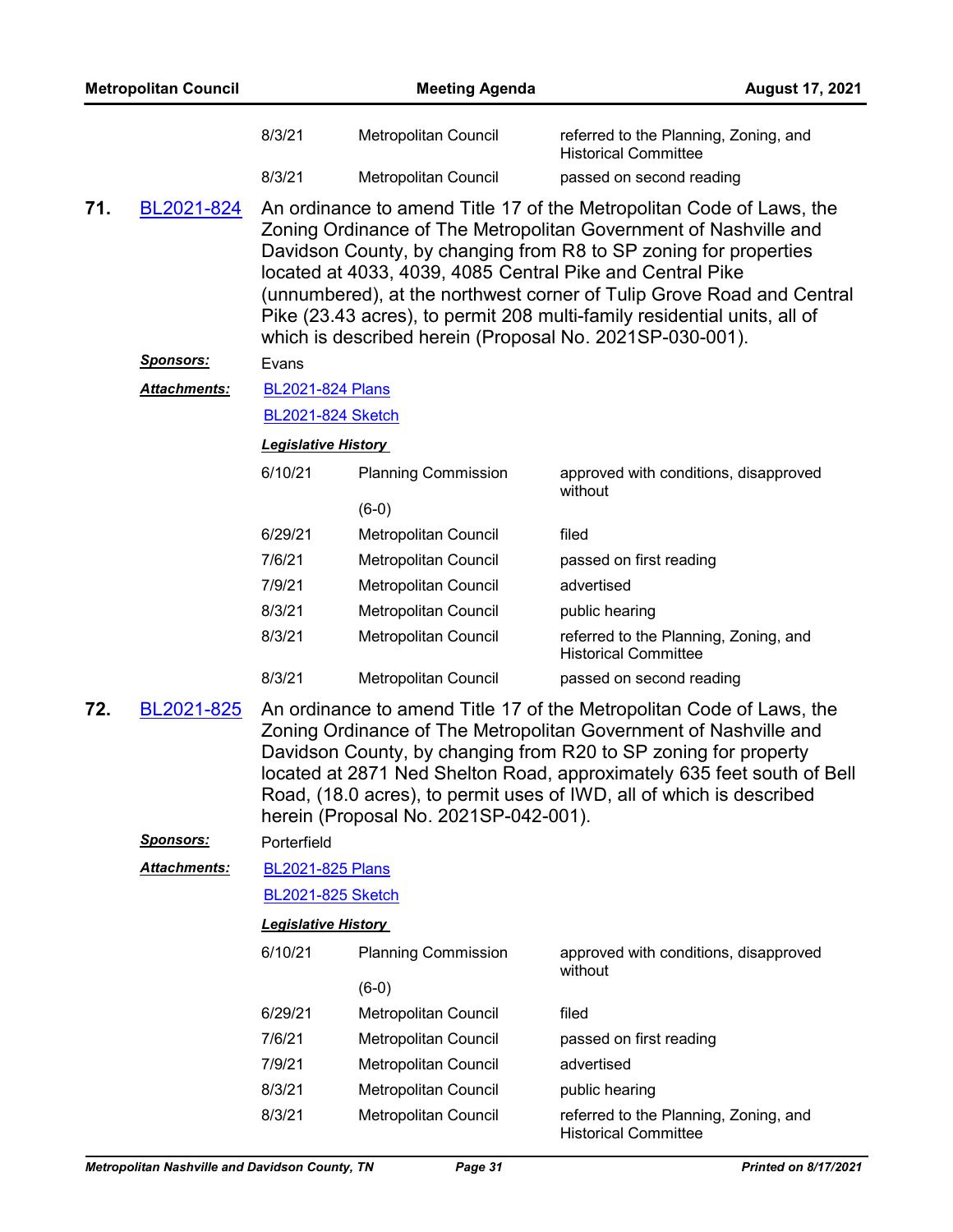| | | |
|---|---|---|
| 8/3/21 | Metropolitan Council | referred to the Planning, Zoning, and Historical Committee |
| 8/3/21 | Metropolitan Council | passed on second reading |

**71.** BL2021-824 An ordinance to amend Title 17 of the Metropolitan Code of Laws, the Zoning Ordinance of The Metropolitan Government of Nashville and Davidson County, by changing from R8 to SP zoning for properties located at 4033, 4039, 4085 Central Pike and Central Pike (unnumbered), at the northwest corner of Tulip Grove Road and Central Pike (23.43 acres), to permit 208 multi-family residential units, all of which is described herein (Proposal No. 2021SP-030-001).

***Sponsors:*** Evans

***Attachments:*** BL2021-824 Plans

BL2021-824 Sketch

***Legislative History***

| | | |
|---|---|---|
| 6/10/21 | Planning Commission (6-0) | approved with conditions, disapproved without |
| 6/29/21 | Metropolitan Council | filed |
| 7/6/21 | Metropolitan Council | passed on first reading |
| 7/9/21 | Metropolitan Council | advertised |
| 8/3/21 | Metropolitan Council | public hearing |
| 8/3/21 | Metropolitan Council | referred to the Planning, Zoning, and Historical Committee |
| 8/3/21 | Metropolitan Council | passed on second reading |

**72.** BL2021-825 An ordinance to amend Title 17 of the Metropolitan Code of Laws, the Zoning Ordinance of The Metropolitan Government of Nashville and Davidson County, by changing from R20 to SP zoning for property located at 2871 Ned Shelton Road, approximately 635 feet south of Bell Road, (18.0 acres), to permit uses of IWD, all of which is described herein (Proposal No. 2021SP-042-001).

***Sponsors:*** Porterfield

***Attachments:*** BL2021-825 Plans

BL2021-825 Sketch

***Legislative History***

| | | |
|---|---|---|
| 6/10/21 | Planning Commission (6-0) | approved with conditions, disapproved without |
| 6/29/21 | Metropolitan Council | filed |
| 7/6/21 | Metropolitan Council | passed on first reading |
| 7/9/21 | Metropolitan Council | advertised |
| 8/3/21 | Metropolitan Council | public hearing |
| 8/3/21 | Metropolitan Council | referred to the Planning, Zoning, and Historical Committee |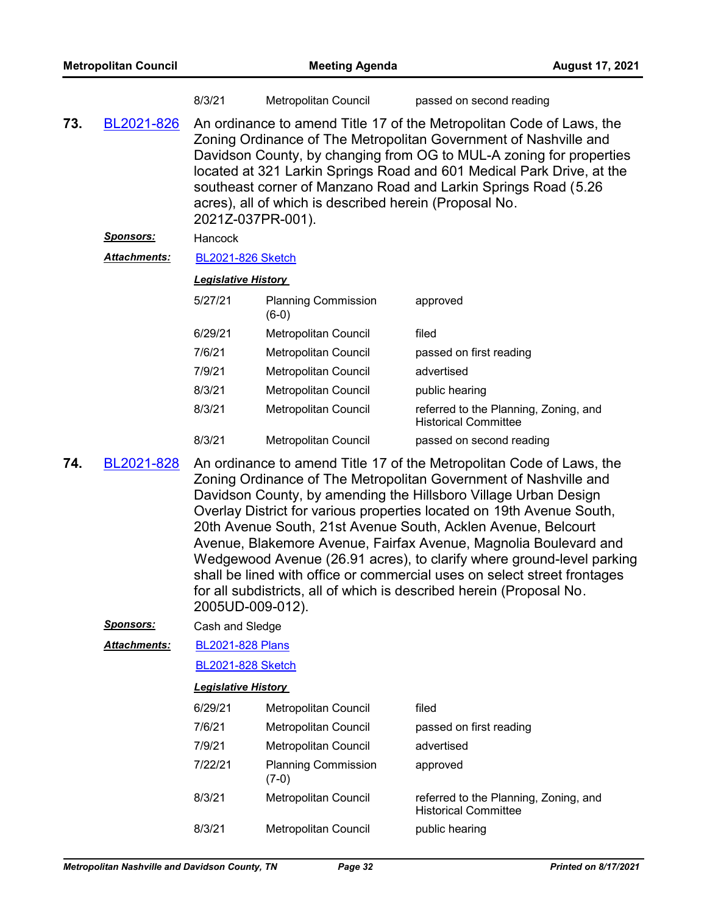| | | |
|---|---|---|
| 8/3/21 | Metropolitan Council | passed on second reading |

**73.** BL2021-826 An ordinance to amend Title 17 of the Metropolitan Code of Laws, the Zoning Ordinance of The Metropolitan Government of Nashville and Davidson County, by changing from OG to MUL-A zoning for properties located at 321 Larkin Springs Road and 601 Medical Park Drive, at the southeast corner of Manzano Road and Larkin Springs Road (5.26 acres), all of which is described herein (Proposal No. 2021Z-037PR-001).

***Sponsors:*** Hancock

***Attachments:*** BL2021-826 Sketch

***Legislative History***

| Date | Body | Action |
|---|---|---|
| 5/27/21 | Planning Commission (6-0) | approved |
| 6/29/21 | Metropolitan Council | filed |
| 7/6/21 | Metropolitan Council | passed on first reading |
| 7/9/21 | Metropolitan Council | advertised |
| 8/3/21 | Metropolitan Council | public hearing |
| 8/3/21 | Metropolitan Council | referred to the Planning, Zoning, and Historical Committee |
| 8/3/21 | Metropolitan Council | passed on second reading |

**74.** BL2021-828 An ordinance to amend Title 17 of the Metropolitan Code of Laws, the Zoning Ordinance of The Metropolitan Government of Nashville and Davidson County, by amending the Hillsboro Village Urban Design Overlay District for various properties located on 19th Avenue South, 20th Avenue South, 21st Avenue South, Acklen Avenue, Belcourt Avenue, Blakemore Avenue, Fairfax Avenue, Magnolia Boulevard and Wedgewood Avenue (26.91 acres), to clarify where ground-level parking shall be lined with office or commercial uses on select street frontages for all subdistricts, all of which is described herein (Proposal No. 2005UD-009-012).

***Sponsors:*** Cash and Sledge

***Attachments:*** BL2021-828 Plans

BL2021-828 Sketch

***Legislative History***

| Date | Body | Action |
|---|---|---|
| 6/29/21 | Metropolitan Council | filed |
| 7/6/21 | Metropolitan Council | passed on first reading |
| 7/9/21 | Metropolitan Council | advertised |
| 7/22/21 | Planning Commission (7-0) | approved |
| 8/3/21 | Metropolitan Council | referred to the Planning, Zoning, and Historical Committee |
| 8/3/21 | Metropolitan Council | public hearing |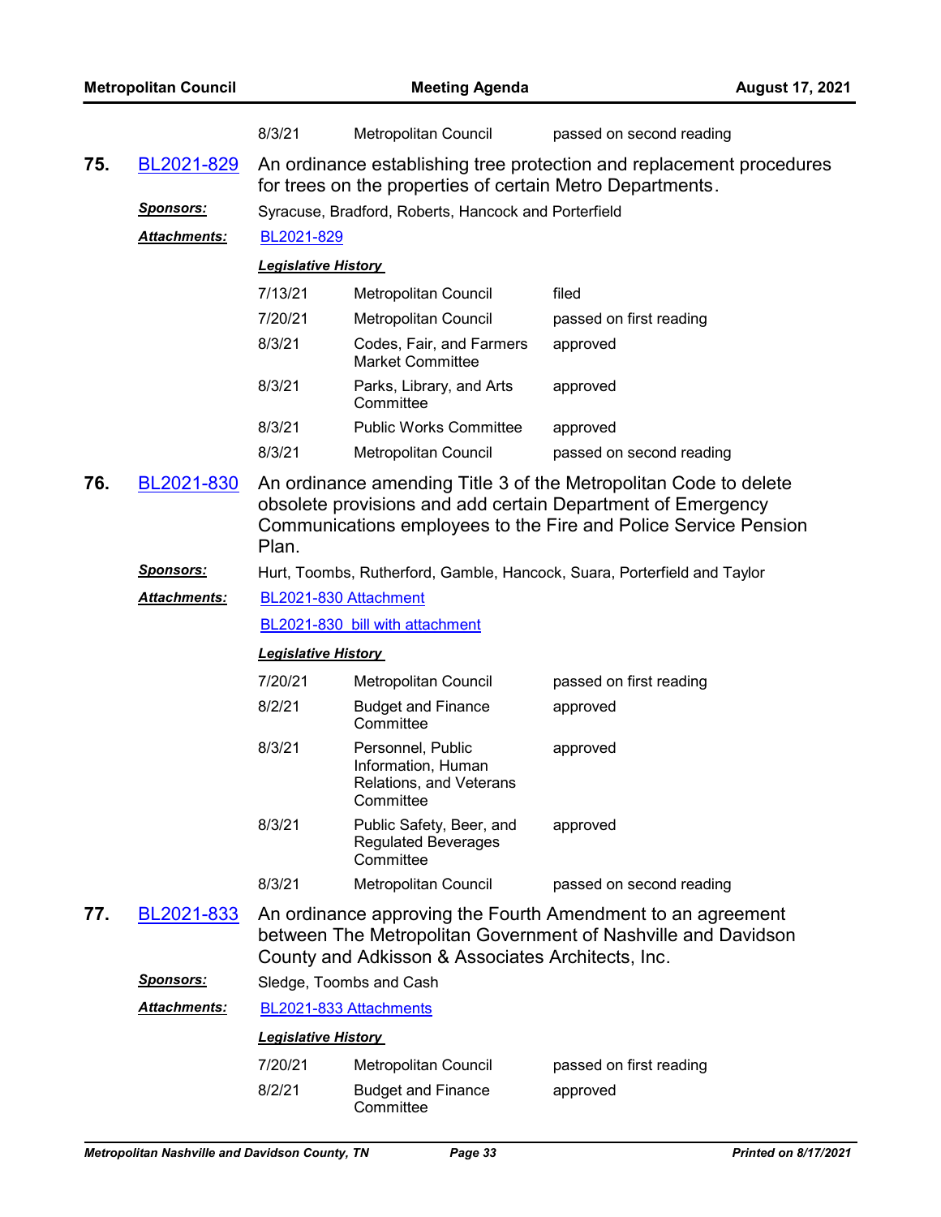| | | |
|---|---|---|
| 8/3/21 | Metropolitan Council | passed on second reading |

**75.** BL2021-829 An ordinance establishing tree protection and replacement procedures for trees on the properties of certain Metro Departments.

***Sponsors:*** Syracuse, Bradford, Roberts, Hancock and Porterfield

***Attachments:*** BL2021-829

***Legislative History***

| | | |
|---|---|---|
| 7/13/21 | Metropolitan Council | filed |
| 7/20/21 | Metropolitan Council | passed on first reading |
| 8/3/21 | Codes, Fair, and Farmers Market Committee | approved |
| 8/3/21 | Parks, Library, and Arts Committee | approved |
| 8/3/21 | Public Works Committee | approved |
| 8/3/21 | Metropolitan Council | passed on second reading |

**76.** BL2021-830 An ordinance amending Title 3 of the Metropolitan Code to delete obsolete provisions and add certain Department of Emergency Communications employees to the Fire and Police Service Pension Plan.

***Sponsors:*** Hurt, Toombs, Rutherford, Gamble, Hancock, Suara, Porterfield and Taylor

***Attachments:*** BL2021-830 Attachment

BL2021-830 bill with attachment

***Legislative History***

| | | |
|---|---|---|
| 7/20/21 | Metropolitan Council | passed on first reading |
| 8/2/21 | Budget and Finance Committee | approved |
| 8/3/21 | Personnel, Public Information, Human Relations, and Veterans Committee | approved |
| 8/3/21 | Public Safety, Beer, and Regulated Beverages Committee | approved |
| 8/3/21 | Metropolitan Council | passed on second reading |

**77.** BL2021-833 An ordinance approving the Fourth Amendment to an agreement between The Metropolitan Government of Nashville and Davidson County and Adkisson & Associates Architects, Inc.

***Sponsors:*** Sledge, Toombs and Cash

***Attachments:*** BL2021-833 Attachments

***Legislative History***

| | | |
|---|---|---|
| 7/20/21 | Metropolitan Council | passed on first reading |
| 8/2/21 | Budget and Finance Committee | approved |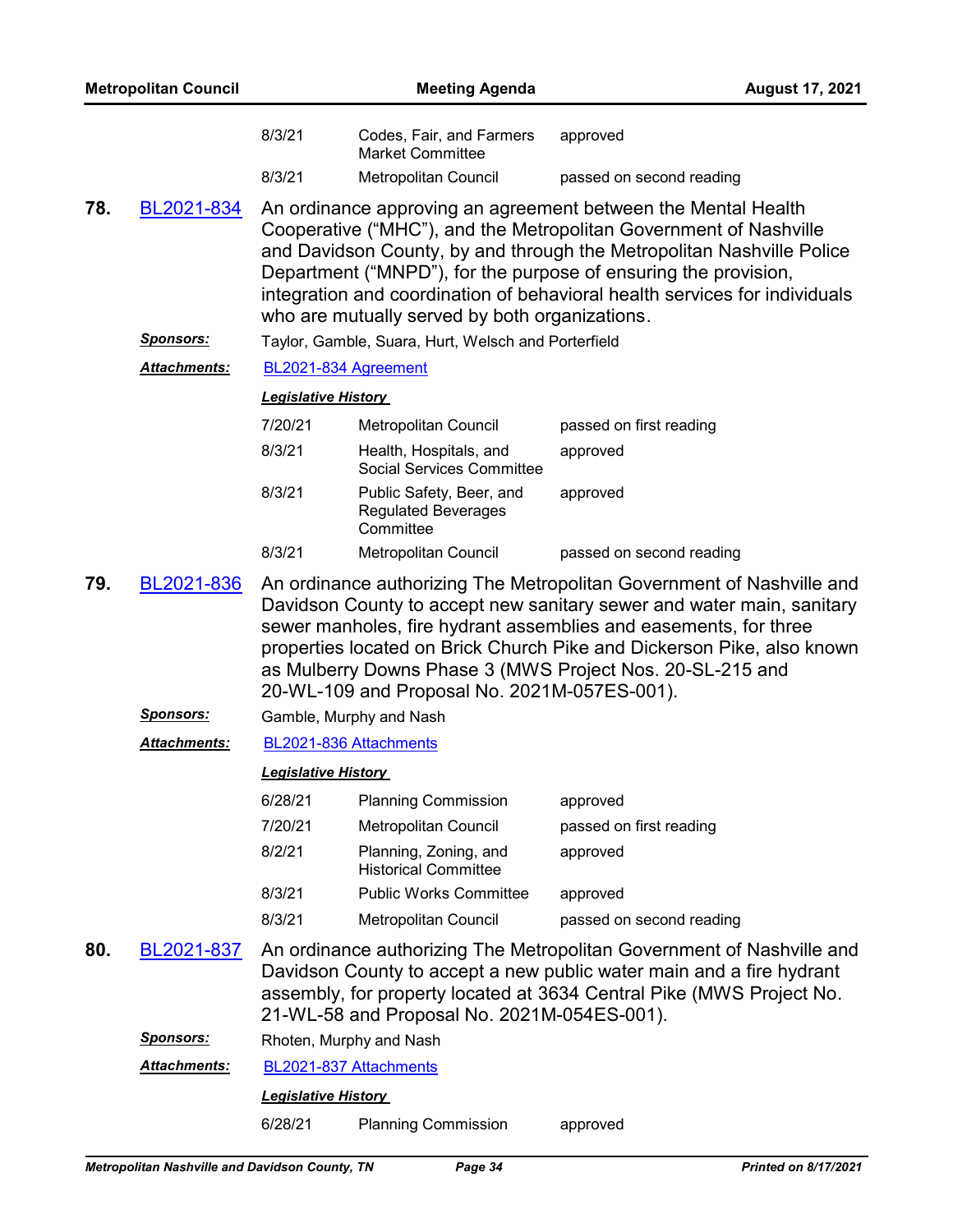| | | |
|---|---|---|
| 8/3/21 | Codes, Fair, and Farmers Market Committee | approved |
| 8/3/21 | Metropolitan Council | passed on second reading |

**78.** BL2021-834 An ordinance approving an agreement between the Mental Health Cooperative ("MHC"), and the Metropolitan Government of Nashville and Davidson County, by and through the Metropolitan Nashville Police Department ("MNPD"), for the purpose of ensuring the provision, integration and coordination of behavioral health services for individuals who are mutually served by both organizations.

***Sponsors:*** Taylor, Gamble, Suara, Hurt, Welsch and Porterfield

***Attachments:*** BL2021-834 Agreement

***Legislative History***

| | | |
|---|---|---|
| 7/20/21 | Metropolitan Council | passed on first reading |
| 8/3/21 | Health, Hospitals, and Social Services Committee | approved |
| 8/3/21 | Public Safety, Beer, and Regulated Beverages Committee | approved |
| 8/3/21 | Metropolitan Council | passed on second reading |

**79.** BL2021-836 An ordinance authorizing The Metropolitan Government of Nashville and Davidson County to accept new sanitary sewer and water main, sanitary sewer manholes, fire hydrant assemblies and easements, for three properties located on Brick Church Pike and Dickerson Pike, also known as Mulberry Downs Phase 3 (MWS Project Nos. 20-SL-215 and 20-WL-109 and Proposal No. 2021M-057ES-001).

***Sponsors:*** Gamble, Murphy and Nash

***Attachments:*** BL2021-836 Attachments

***Legislative History***

| | | |
|---|---|---|
| 6/28/21 | Planning Commission | approved |
| 7/20/21 | Metropolitan Council | passed on first reading |
| 8/2/21 | Planning, Zoning, and Historical Committee | approved |
| 8/3/21 | Public Works Committee | approved |
| 8/3/21 | Metropolitan Council | passed on second reading |

**80.** BL2021-837 An ordinance authorizing The Metropolitan Government of Nashville and Davidson County to accept a new public water main and a fire hydrant assembly, for property located at 3634 Central Pike (MWS Project No. 21-WL-58 and Proposal No. 2021M-054ES-001).

***Sponsors:*** Rhoten, Murphy and Nash

***Attachments:*** BL2021-837 Attachments

***Legislative History***

| | | |
|---|---|---|
| 6/28/21 | Planning Commission | approved |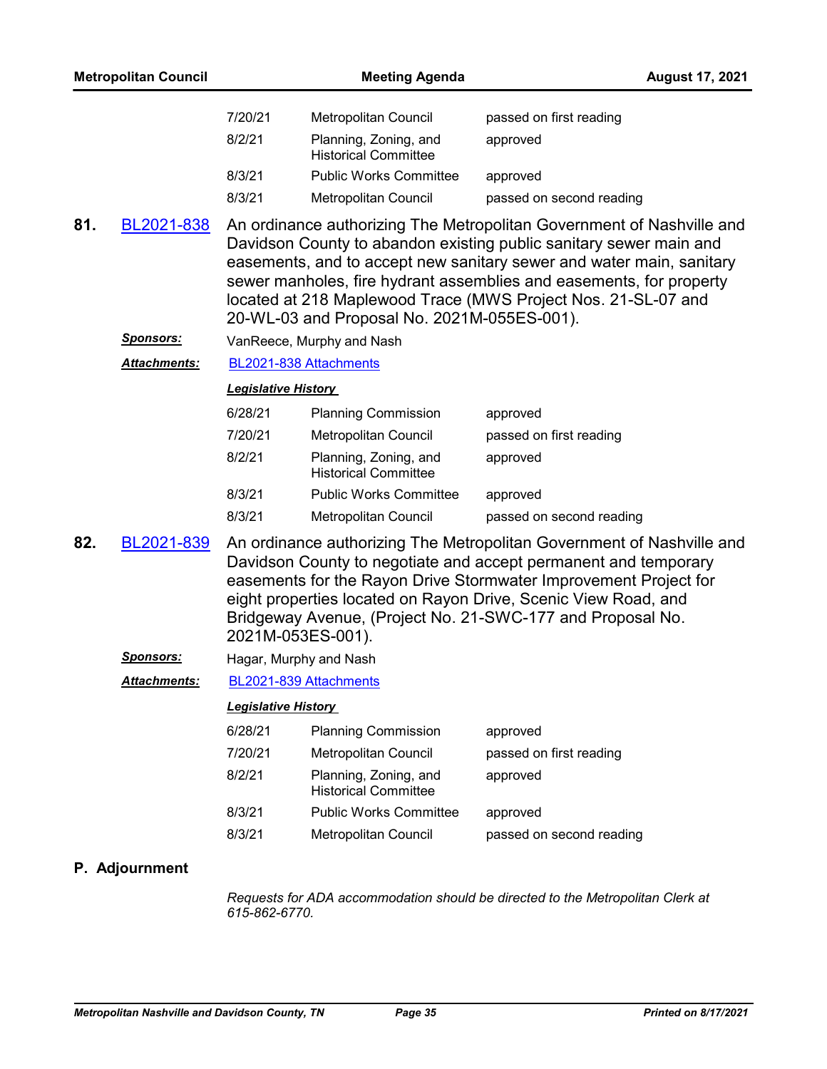| | | |
|---|---|---|
| 7/20/21 | Metropolitan Council | passed on first reading |
| 8/2/21 | Planning, Zoning, and Historical Committee | approved |
| 8/3/21 | Public Works Committee | approved |
| 8/3/21 | Metropolitan Council | passed on second reading |

**81.** BL2021-838 An ordinance authorizing The Metropolitan Government of Nashville and Davidson County to abandon existing public sanitary sewer main and easements, and to accept new sanitary sewer and water main, sanitary sewer manholes, fire hydrant assemblies and easements, for property located at 218 Maplewood Trace (MWS Project Nos. 21-SL-07 and 20-WL-03 and Proposal No. 2021M-055ES-001).

***Sponsors:*** VanReece, Murphy and Nash

***Attachments:*** BL2021-838 Attachments

***Legislative History***

| | | |
|---|---|---|
| 6/28/21 | Planning Commission | approved |
| 7/20/21 | Metropolitan Council | passed on first reading |
| 8/2/21 | Planning, Zoning, and Historical Committee | approved |
| 8/3/21 | Public Works Committee | approved |
| 8/3/21 | Metropolitan Council | passed on second reading |

**82.** BL2021-839 An ordinance authorizing The Metropolitan Government of Nashville and Davidson County to negotiate and accept permanent and temporary easements for the Rayon Drive Stormwater Improvement Project for eight properties located on Rayon Drive, Scenic View Road, and Bridgeway Avenue, (Project No. 21-SWC-177 and Proposal No. 2021M-053ES-001).

***Sponsors:*** Hagar, Murphy and Nash

***Attachments:*** BL2021-839 Attachments

***Legislative History***

| | | |
|---|---|---|
| 6/28/21 | Planning Commission | approved |
| 7/20/21 | Metropolitan Council | passed on first reading |
| 8/2/21 | Planning, Zoning, and Historical Committee | approved |
| 8/3/21 | Public Works Committee | approved |
| 8/3/21 | Metropolitan Council | passed on second reading |

## P. Adjournment

*Requests for ADA accommodation should be directed to the Metropolitan Clerk at 615-862-6770.*